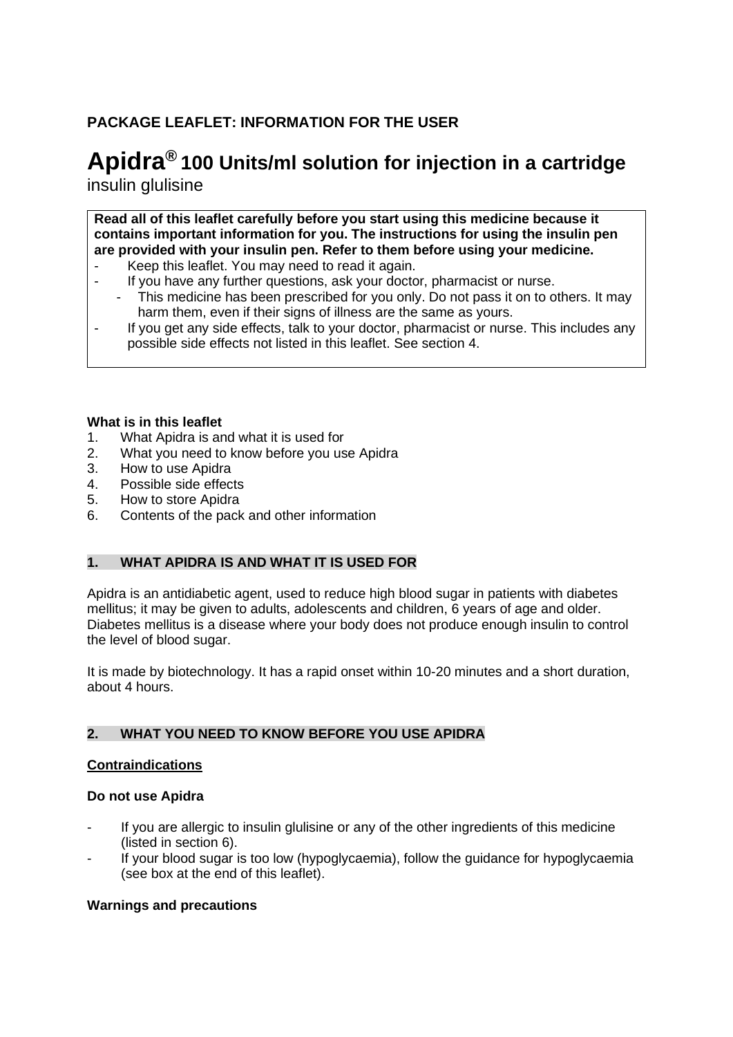**PACKAGE LEAFLET: INFORMATION FOR THE USER**

# Apidra® 100 Units/ml solution for injection in a cartridge

insulin glulisine

**Read all of this leaflet carefully before you start using this medicine because it contains important information for you. The instructions for using the insulin pen are provided with your insulin pen. Refer to them before using your medicine.**

- Keep this leaflet. You may need to read it again.
- If you have any further questions, ask your doctor, pharmacist or nurse.
- This medicine has been prescribed for you only. Do not pass it on to others. It may harm them, even if their signs of illness are the same as yours.
- If you get any side effects, talk to your doctor, pharmacist or nurse. This includes any possible side effects not listed in this leaflet. See section 4.

**What is in this leaflet**

1. What Apidra is and what it is used for
2. What you need to know before you use Apidra
3. How to use Apidra
4. Possible side effects
5. How to store Apidra
6. Contents of the pack and other information

## 1. WHAT APIDRA IS AND WHAT IT IS USED FOR

Apidra is an antidiabetic agent, used to reduce high blood sugar in patients with diabetes mellitus; it may be given to adults, adolescents and children, 6 years of age and older. Diabetes mellitus is a disease where your body does not produce enough insulin to control the level of blood sugar.

It is made by biotechnology. It has a rapid onset within 10-20 minutes and a short duration, about 4 hours.

## 2. WHAT YOU NEED TO KNOW BEFORE YOU USE APIDRA

**Contraindications**

**Do not use Apidra**

- If you are allergic to insulin glulisine or any of the other ingredients of this medicine (listed in section 6).
- If your blood sugar is too low (hypoglycaemia), follow the guidance for hypoglycaemia (see box at the end of this leaflet).

**Warnings and precautions**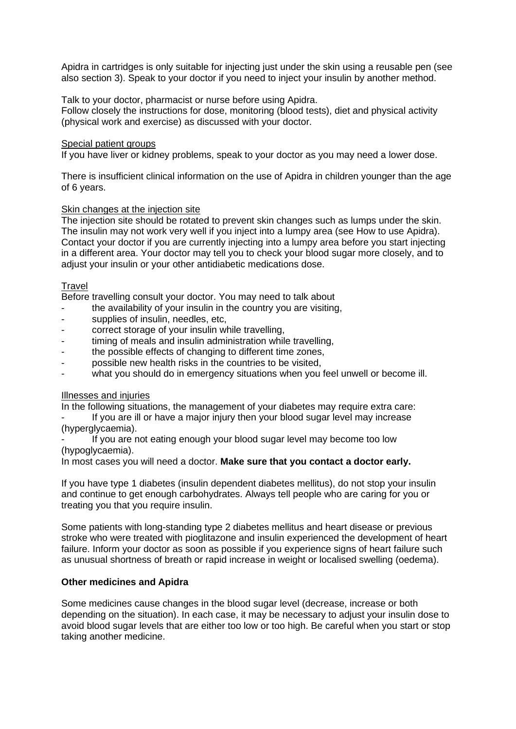Apidra in cartridges is only suitable for injecting just under the skin using a reusable pen (see also section 3). Speak to your doctor if you need to inject your insulin by another method.

Talk to your doctor, pharmacist or nurse before using Apidra.
Follow closely the instructions for dose, monitoring (blood tests), diet and physical activity (physical work and exercise) as discussed with your doctor.

Special patient groups
If you have liver or kidney problems, speak to your doctor as you may need a lower dose.

There is insufficient clinical information on the use of Apidra in children younger than the age of 6 years.

Skin changes at the injection site
The injection site should be rotated to prevent skin changes such as lumps under the skin. The insulin may not work very well if you inject into a lumpy area (see How to use Apidra). Contact your doctor if you are currently injecting into a lumpy area before you start injecting in a different area. Your doctor may tell you to check your blood sugar more closely, and to adjust your insulin or your other antidiabetic medications dose.

Travel
Before travelling consult your doctor. You may need to talk about

- the availability of your insulin in the country you are visiting,
- supplies of insulin, needles, etc,
- correct storage of your insulin while travelling,
- timing of meals and insulin administration while travelling,
- the possible effects of changing to different time zones,
- possible new health risks in the countries to be visited,
- what you should do in emergency situations when you feel unwell or become ill.

Illnesses and injuries
In the following situations, the management of your diabetes may require extra care:

- If you are ill or have a major injury then your blood sugar level may increase (hyperglycaemia).
- If you are not eating enough your blood sugar level may become too low (hypoglycaemia).

In most cases you will need a doctor. **Make sure that you contact a doctor early.**

If you have type 1 diabetes (insulin dependent diabetes mellitus), do not stop your insulin and continue to get enough carbohydrates. Always tell people who are caring for you or treating you that you require insulin.

Some patients with long-standing type 2 diabetes mellitus and heart disease or previous stroke who were treated with pioglitazone and insulin experienced the development of heart failure. Inform your doctor as soon as possible if you experience signs of heart failure such as unusual shortness of breath or rapid increase in weight or localised swelling (oedema).

**Other medicines and Apidra**

Some medicines cause changes in the blood sugar level (decrease, increase or both depending on the situation). In each case, it may be necessary to adjust your insulin dose to avoid blood sugar levels that are either too low or too high. Be careful when you start or stop taking another medicine.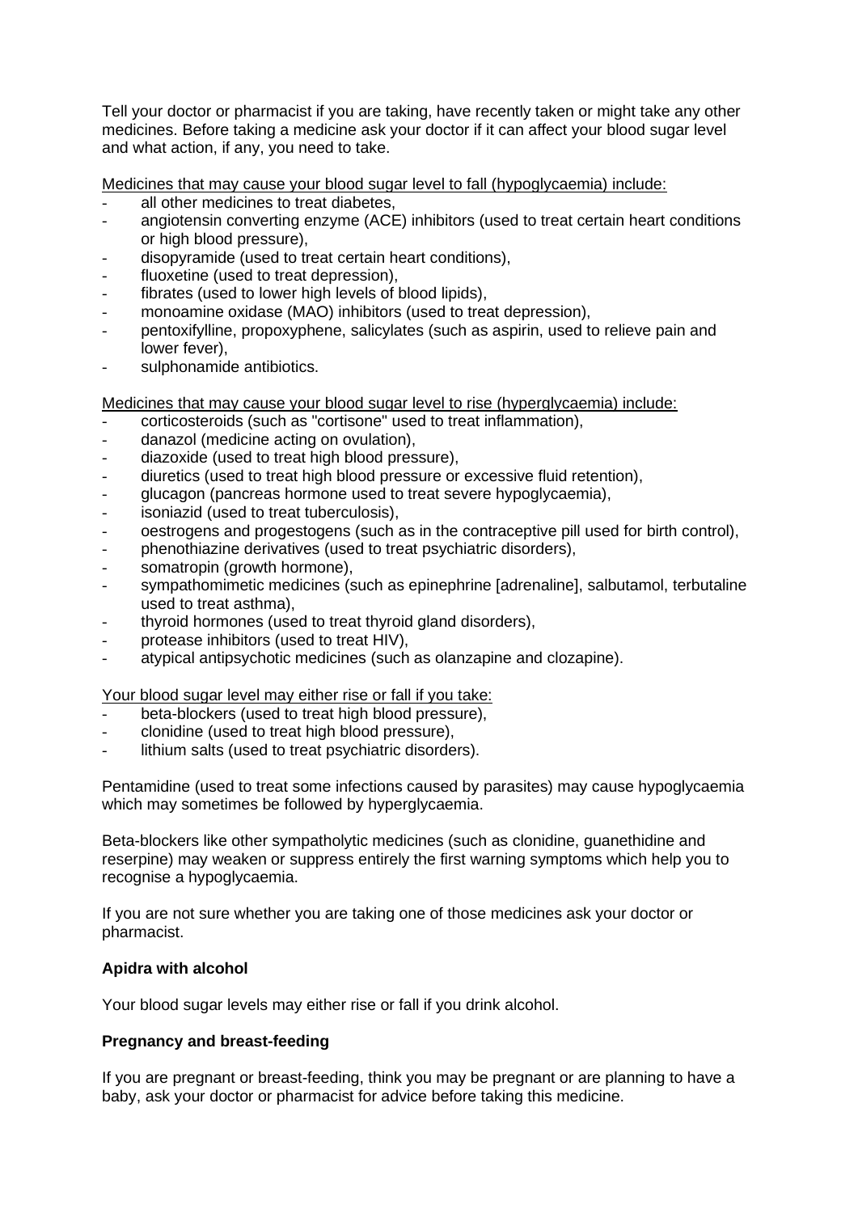Tell your doctor or pharmacist if you are taking, have recently taken or might take any other medicines. Before taking a medicine ask your doctor if it can affect your blood sugar level and what action, if any, you need to take.

<u>Medicines that may cause your blood sugar level to fall (hypoglycaemia) include:</u>

- all other medicines to treat diabetes,
- angiotensin converting enzyme (ACE) inhibitors (used to treat certain heart conditions or high blood pressure),
- disopyramide (used to treat certain heart conditions),
- fluoxetine (used to treat depression),
- fibrates (used to lower high levels of blood lipids),
- monoamine oxidase (MAO) inhibitors (used to treat depression),
- pentoxifylline, propoxyphene, salicylates (such as aspirin, used to relieve pain and lower fever),
- sulphonamide antibiotics.

<u>Medicines that may cause your blood sugar level to rise (hyperglycaemia) include:</u>

- corticosteroids (such as "cortisone" used to treat inflammation),
- danazol (medicine acting on ovulation),
- diazoxide (used to treat high blood pressure),
- diuretics (used to treat high blood pressure or excessive fluid retention),
- glucagon (pancreas hormone used to treat severe hypoglycaemia),
- isoniazid (used to treat tuberculosis),
- oestrogens and progestogens (such as in the contraceptive pill used for birth control),
- phenothiazine derivatives (used to treat psychiatric disorders),
- somatropin (growth hormone),
- sympathomimetic medicines (such as epinephrine [adrenaline], salbutamol, terbutaline used to treat asthma),
- thyroid hormones (used to treat thyroid gland disorders),
- protease inhibitors (used to treat HIV),
- atypical antipsychotic medicines (such as olanzapine and clozapine).

<u>Your blood sugar level may either rise or fall if you take:</u>

- beta-blockers (used to treat high blood pressure),
- clonidine (used to treat high blood pressure),
- lithium salts (used to treat psychiatric disorders).

Pentamidine (used to treat some infections caused by parasites) may cause hypoglycaemia which may sometimes be followed by hyperglycaemia.

Beta-blockers like other sympatholytic medicines (such as clonidine, guanethidine and reserpine) may weaken or suppress entirely the first warning symptoms which help you to recognise a hypoglycaemia.

If you are not sure whether you are taking one of those medicines ask your doctor or pharmacist.

**Apidra with alcohol**

Your blood sugar levels may either rise or fall if you drink alcohol.

**Pregnancy and breast-feeding**

If you are pregnant or breast-feeding, think you may be pregnant or are planning to have a baby, ask your doctor or pharmacist for advice before taking this medicine.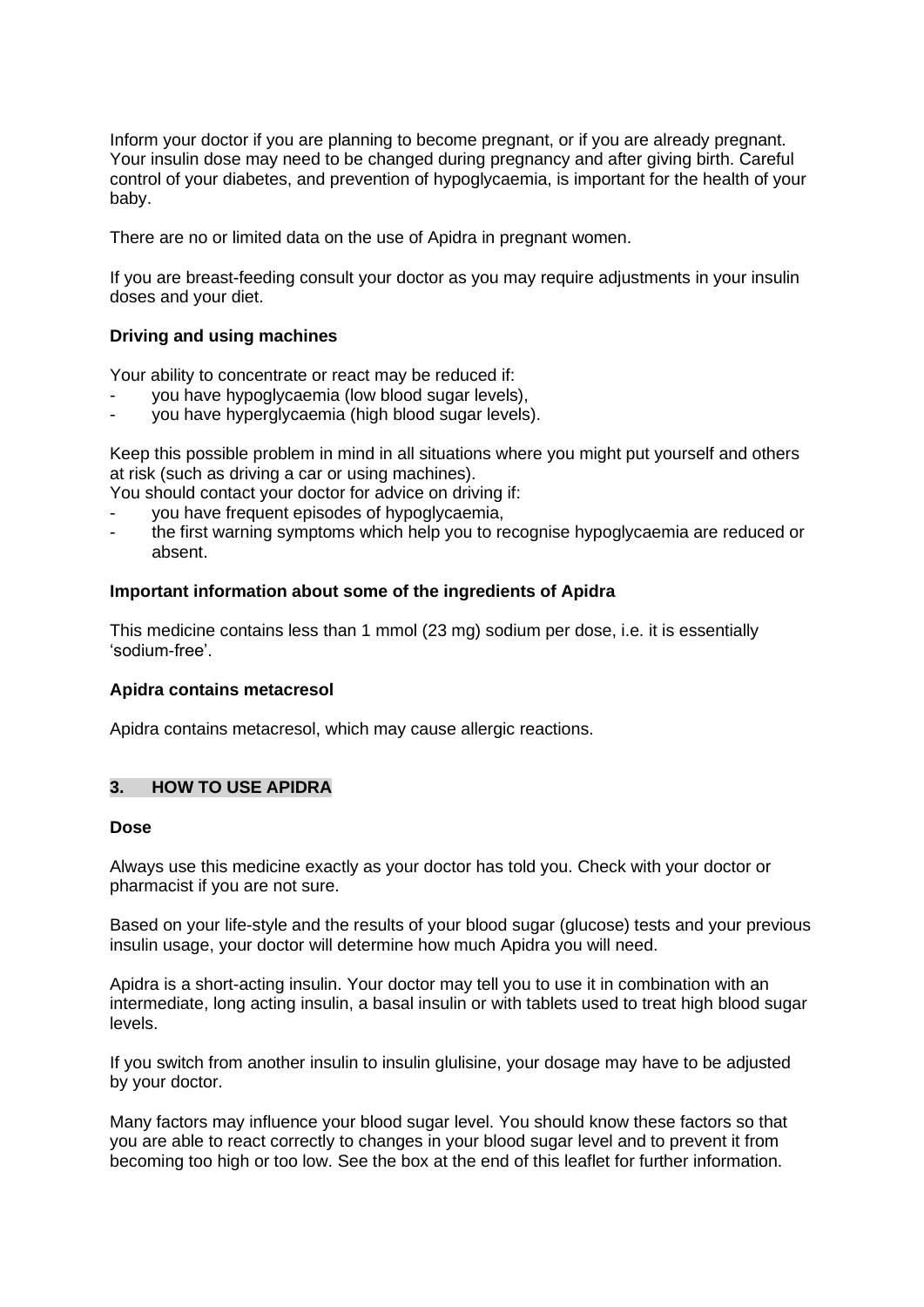Inform your doctor if you are planning to become pregnant, or if you are already pregnant. Your insulin dose may need to be changed during pregnancy and after giving birth. Careful control of your diabetes, and prevention of hypoglycaemia, is important for the health of your baby.

There are no or limited data on the use of Apidra in pregnant women.

If you are breast-feeding consult your doctor as you may require adjustments in your insulin doses and your diet.

**Driving and using machines**

Your ability to concentrate or react may be reduced if:

- you have hypoglycaemia (low blood sugar levels),
- you have hyperglycaemia (high blood sugar levels).

Keep this possible problem in mind in all situations where you might put yourself and others at risk (such as driving a car or using machines).
You should contact your doctor for advice on driving if:

- you have frequent episodes of hypoglycaemia,
- the first warning symptoms which help you to recognise hypoglycaemia are reduced or absent.

**Important information about some of the ingredients of Apidra**

This medicine contains less than 1 mmol (23 mg) sodium per dose, i.e. it is essentially 'sodium-free'.

**Apidra contains metacresol**

Apidra contains metacresol, which may cause allergic reactions.

## 3. HOW TO USE APIDRA

**Dose**

Always use this medicine exactly as your doctor has told you. Check with your doctor or pharmacist if you are not sure.

Based on your life-style and the results of your blood sugar (glucose) tests and your previous insulin usage, your doctor will determine how much Apidra you will need.

Apidra is a short-acting insulin. Your doctor may tell you to use it in combination with an intermediate, long acting insulin, a basal insulin or with tablets used to treat high blood sugar levels.

If you switch from another insulin to insulin glulisine, your dosage may have to be adjusted by your doctor.

Many factors may influence your blood sugar level. You should know these factors so that you are able to react correctly to changes in your blood sugar level and to prevent it from becoming too high or too low. See the box at the end of this leaflet for further information.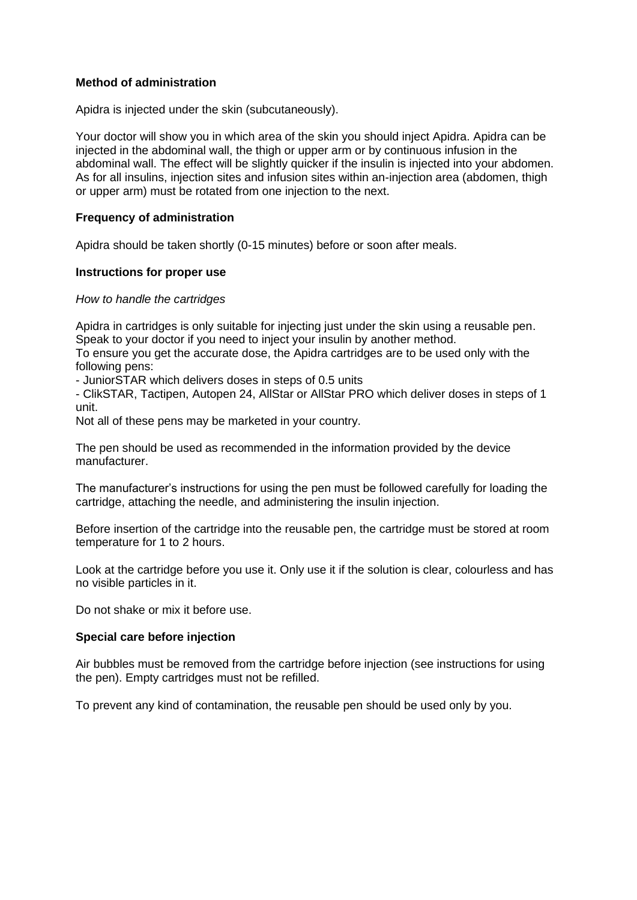**Method of administration**

Apidra is injected under the skin (subcutaneously).

Your doctor will show you in which area of the skin you should inject Apidra. Apidra can be injected in the abdominal wall, the thigh or upper arm or by continuous infusion in the abdominal wall. The effect will be slightly quicker if the insulin is injected into your abdomen. As for all insulins, injection sites and infusion sites within an-injection area (abdomen, thigh or upper arm) must be rotated from one injection to the next.

**Frequency of administration**

Apidra should be taken shortly (0-15 minutes) before or soon after meals.

**Instructions for proper use**

*How to handle the cartridges*

Apidra in cartridges is only suitable for injecting just under the skin using a reusable pen. Speak to your doctor if you need to inject your insulin by another method.
To ensure you get the accurate dose, the Apidra cartridges are to be used only with the following pens:

- JuniorSTAR which delivers doses in steps of 0.5 units
- ClikSTAR, Tactipen, Autopen 24, AllStar or AllStar PRO which deliver doses in steps of 1 unit.

Not all of these pens may be marketed in your country.

The pen should be used as recommended in the information provided by the device manufacturer.

The manufacturer's instructions for using the pen must be followed carefully for loading the cartridge, attaching the needle, and administering the insulin injection.

Before insertion of the cartridge into the reusable pen, the cartridge must be stored at room temperature for 1 to 2 hours.

Look at the cartridge before you use it. Only use it if the solution is clear, colourless and has no visible particles in it.

Do not shake or mix it before use.

**Special care before injection**

Air bubbles must be removed from the cartridge before injection (see instructions for using the pen). Empty cartridges must not be refilled.

To prevent any kind of contamination, the reusable pen should be used only by you.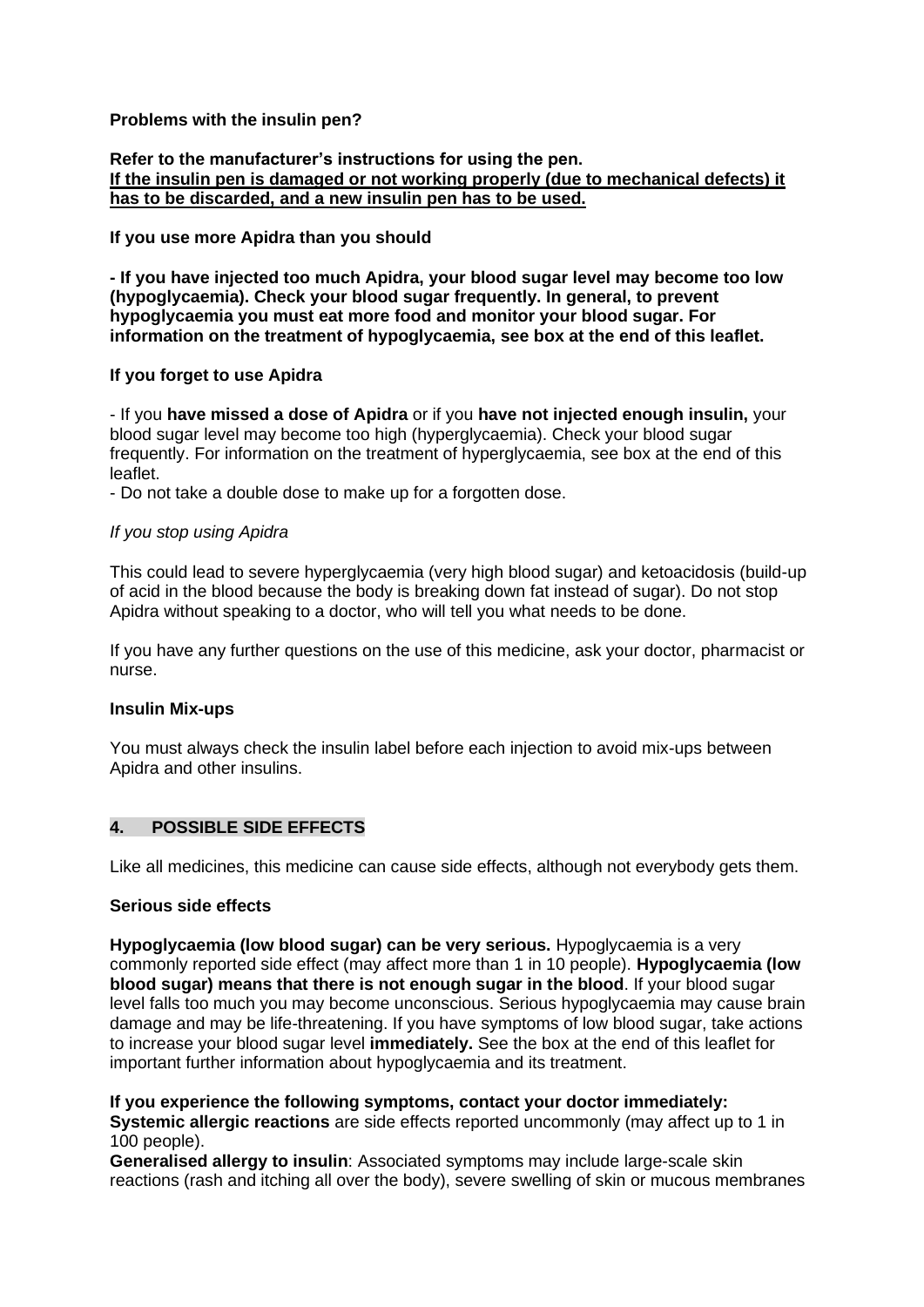**Problems with the insulin pen?**

**Refer to the manufacturer's instructions for using the pen.**
**<u>If the insulin pen is damaged or not working properly (due to mechanical defects) it has to be discarded, and a new insulin pen has to be used.</u>**

**If you use more Apidra than you should**

**- If you have injected too much Apidra, your blood sugar level may become too low (hypoglycaemia). Check your blood sugar frequently. In general, to prevent hypoglycaemia you must eat more food and monitor your blood sugar. For information on the treatment of hypoglycaemia, see box at the end of this leaflet.**

**If you forget to use Apidra**

- If you **have missed a dose of Apidra** or if you **have not injected enough insulin,** your blood sugar level may become too high (hyperglycaemia). Check your blood sugar frequently. For information on the treatment of hyperglycaemia, see box at the end of this leaflet.
- Do not take a double dose to make up for a forgotten dose.

*If you stop using Apidra*

This could lead to severe hyperglycaemia (very high blood sugar) and ketoacidosis (build-up of acid in the blood because the body is breaking down fat instead of sugar). Do not stop Apidra without speaking to a doctor, who will tell you what needs to be done.

If you have any further questions on the use of this medicine, ask your doctor, pharmacist or nurse.

**Insulin Mix-ups**

You must always check the insulin label before each injection to avoid mix-ups between Apidra and other insulins.

## 4. POSSIBLE SIDE EFFECTS

Like all medicines, this medicine can cause side effects, although not everybody gets them.

**Serious side effects**

**Hypoglycaemia (low blood sugar) can be very serious.** Hypoglycaemia is a very commonly reported side effect (may affect more than 1 in 10 people). **Hypoglycaemia (low blood sugar) means that there is not enough sugar in the blood**. If your blood sugar level falls too much you may become unconscious. Serious hypoglycaemia may cause brain damage and may be life-threatening. If you have symptoms of low blood sugar, take actions to increase your blood sugar level **immediately.** See the box at the end of this leaflet for important further information about hypoglycaemia and its treatment.

**If you experience the following symptoms, contact your doctor immediately:**
**Systemic allergic reactions** are side effects reported uncommonly (may affect up to 1 in 100 people).
**Generalised allergy to insulin**: Associated symptoms may include large-scale skin reactions (rash and itching all over the body), severe swelling of skin or mucous membranes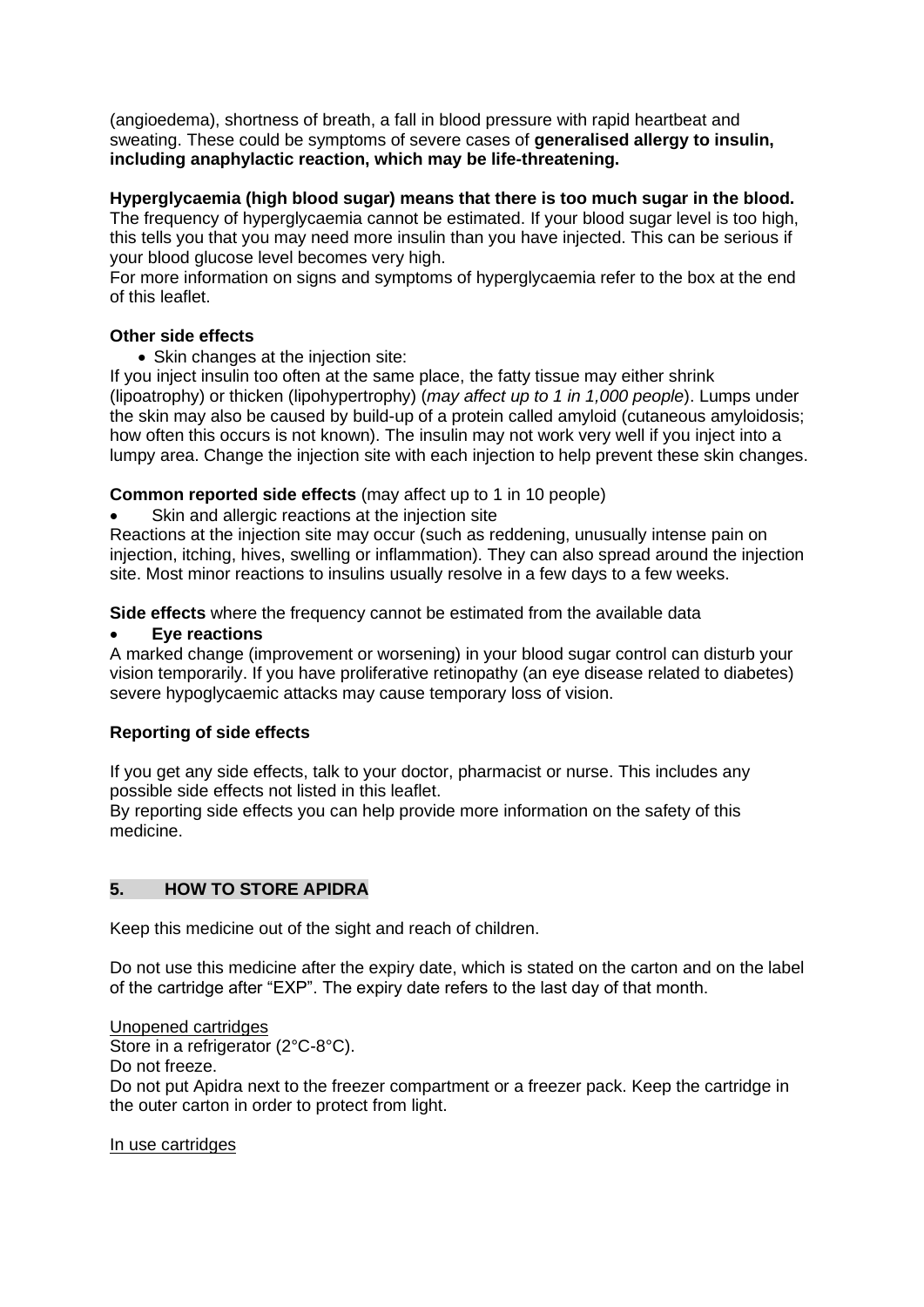(angioedema), shortness of breath, a fall in blood pressure with rapid heartbeat and sweating. These could be symptoms of severe cases of **generalised allergy to insulin, including anaphylactic reaction, which may be life-threatening.**

**Hyperglycaemia (high blood sugar) means that there is too much sugar in the blood.**
The frequency of hyperglycaemia cannot be estimated. If your blood sugar level is too high, this tells you that you may need more insulin than you have injected. This can be serious if your blood glucose level becomes very high.
For more information on signs and symptoms of hyperglycaemia refer to the box at the end of this leaflet.

**Other side effects**

- Skin changes at the injection site:

If you inject insulin too often at the same place, the fatty tissue may either shrink (lipoatrophy) or thicken (lipohypertrophy) (*may affect up to 1 in 1,000 people*). Lumps under the skin may also be caused by build-up of a protein called amyloid (cutaneous amyloidosis; how often this occurs is not known). The insulin may not work very well if you inject into a lumpy area. Change the injection site with each injection to help prevent these skin changes.

**Common reported side effects** (may affect up to 1 in 10 people)

- Skin and allergic reactions at the injection site

Reactions at the injection site may occur (such as reddening, unusually intense pain on injection, itching, hives, swelling or inflammation). They can also spread around the injection site. Most minor reactions to insulins usually resolve in a few days to a few weeks.

**Side effects** where the frequency cannot be estimated from the available data

- **Eye reactions**

A marked change (improvement or worsening) in your blood sugar control can disturb your vision temporarily. If you have proliferative retinopathy (an eye disease related to diabetes) severe hypoglycaemic attacks may cause temporary loss of vision.

**Reporting of side effects**

If you get any side effects, talk to your doctor, pharmacist or nurse. This includes any possible side effects not listed in this leaflet.
By reporting side effects you can help provide more information on the safety of this medicine.

## 5. HOW TO STORE APIDRA

Keep this medicine out of the sight and reach of children.

Do not use this medicine after the expiry date, which is stated on the carton and on the label of the cartridge after "EXP". The expiry date refers to the last day of that month.

Unopened cartridges
Store in a refrigerator (2°C-8°C).
Do not freeze.
Do not put Apidra next to the freezer compartment or a freezer pack. Keep the cartridge in the outer carton in order to protect from light.

In use cartridges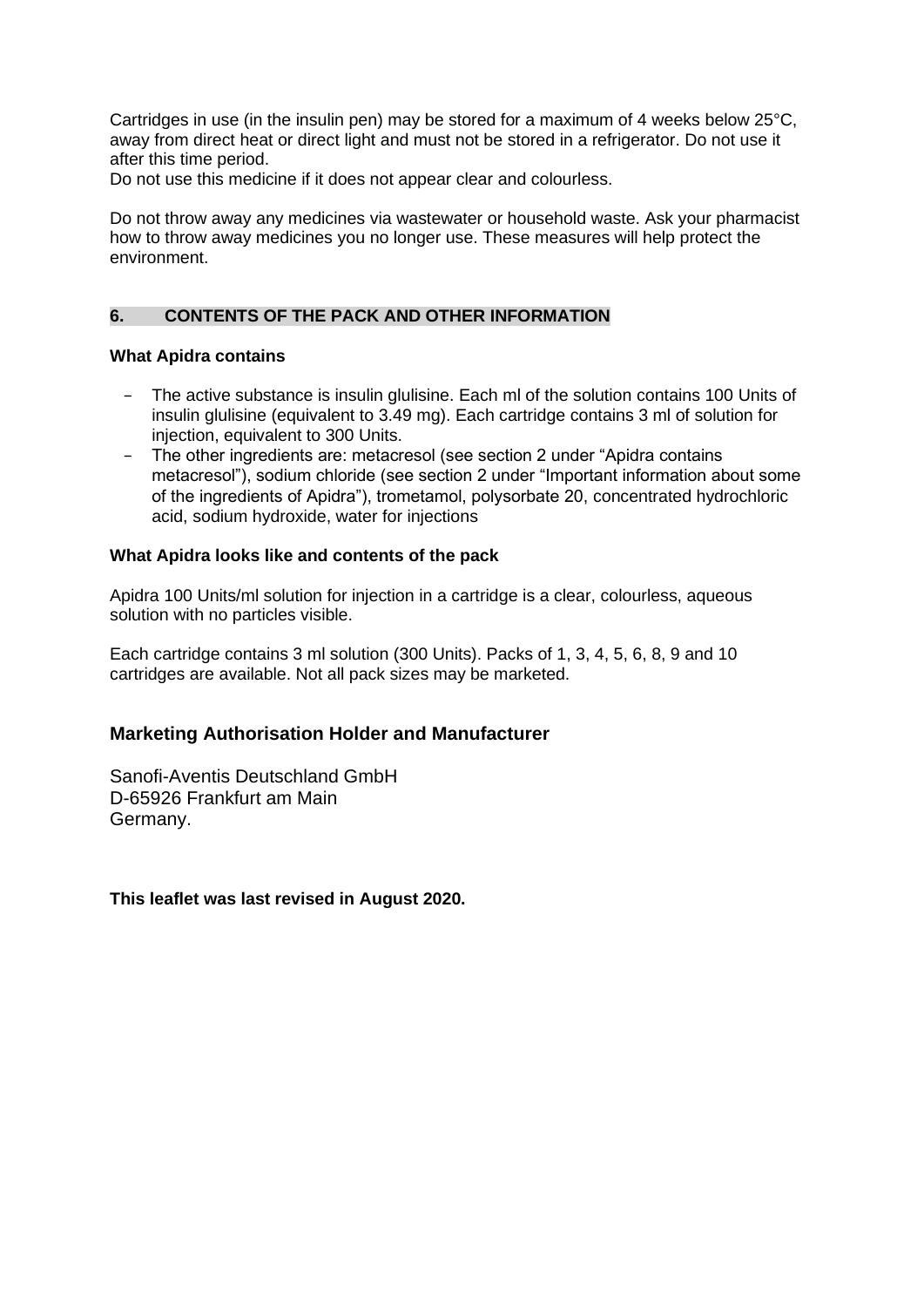Cartridges in use (in the insulin pen) may be stored for a maximum of 4 weeks below 25°C, away from direct heat or direct light and must not be stored in a refrigerator. Do not use it after this time period.
Do not use this medicine if it does not appear clear and colourless.

Do not throw away any medicines via wastewater or household waste. Ask your pharmacist how to throw away medicines you no longer use. These measures will help protect the environment.

## 6. CONTENTS OF THE PACK AND OTHER INFORMATION

**What Apidra contains**

- The active substance is insulin glulisine. Each ml of the solution contains 100 Units of insulin glulisine (equivalent to 3.49 mg). Each cartridge contains 3 ml of solution for injection, equivalent to 300 Units.
- The other ingredients are: metacresol (see section 2 under "Apidra contains metacresol"), sodium chloride (see section 2 under "Important information about some of the ingredients of Apidra"), trometamol, polysorbate 20, concentrated hydrochloric acid, sodium hydroxide, water for injections

**What Apidra looks like and contents of the pack**

Apidra 100 Units/ml solution for injection in a cartridge is a clear, colourless, aqueous solution with no particles visible.

Each cartridge contains 3 ml solution (300 Units). Packs of 1, 3, 4, 5, 6, 8, 9 and 10 cartridges are available. Not all pack sizes may be marketed.

### Marketing Authorisation Holder and Manufacturer

Sanofi-Aventis Deutschland GmbH
D-65926 Frankfurt am Main
Germany.

**This leaflet was last revised in August 2020.**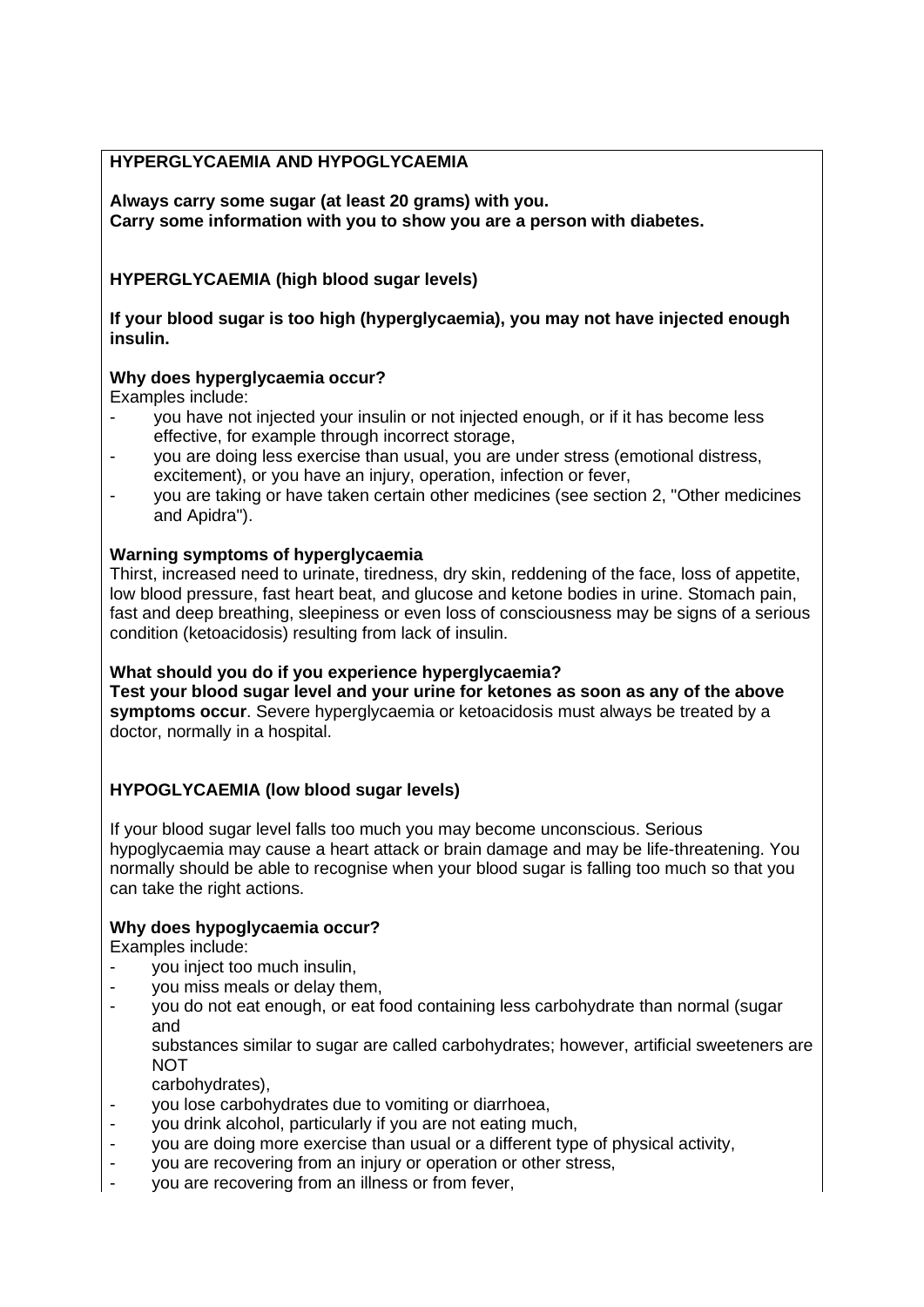**HYPERGLYCAEMIA AND HYPOGLYCAEMIA**

**Always carry some sugar (at least 20 grams) with you.**
**Carry some information with you to show you are a person with diabetes.**

**HYPERGLYCAEMIA (high blood sugar levels)**

**If your blood sugar is too high (hyperglycaemia), you may not have injected enough insulin.**

**Why does hyperglycaemia occur?**
Examples include:

- you have not injected your insulin or not injected enough, or if it has become less effective, for example through incorrect storage,
- you are doing less exercise than usual, you are under stress (emotional distress, excitement), or you have an injury, operation, infection or fever,
- you are taking or have taken certain other medicines (see section 2, "Other medicines and Apidra").

**Warning symptoms of hyperglycaemia**
Thirst, increased need to urinate, tiredness, dry skin, reddening of the face, loss of appetite, low blood pressure, fast heart beat, and glucose and ketone bodies in urine. Stomach pain, fast and deep breathing, sleepiness or even loss of consciousness may be signs of a serious condition (ketoacidosis) resulting from lack of insulin.

**What should you do if you experience hyperglycaemia?**
**Test your blood sugar level and your urine for ketones as soon as any of the above symptoms occur**. Severe hyperglycaemia or ketoacidosis must always be treated by a doctor, normally in a hospital.

**HYPOGLYCAEMIA (low blood sugar levels)**

If your blood sugar level falls too much you may become unconscious. Serious hypoglycaemia may cause a heart attack or brain damage and may be life-threatening. You normally should be able to recognise when your blood sugar is falling too much so that you can take the right actions.

**Why does hypoglycaemia occur?**
Examples include:

- you inject too much insulin,
- you miss meals or delay them,
- you do not eat enough, or eat food containing less carbohydrate than normal (sugar and substances similar to sugar are called carbohydrates; however, artificial sweeteners are NOT carbohydrates),
- you lose carbohydrates due to vomiting or diarrhoea,
- you drink alcohol, particularly if you are not eating much,
- you are doing more exercise than usual or a different type of physical activity,
- you are recovering from an injury or operation or other stress,
- you are recovering from an illness or from fever,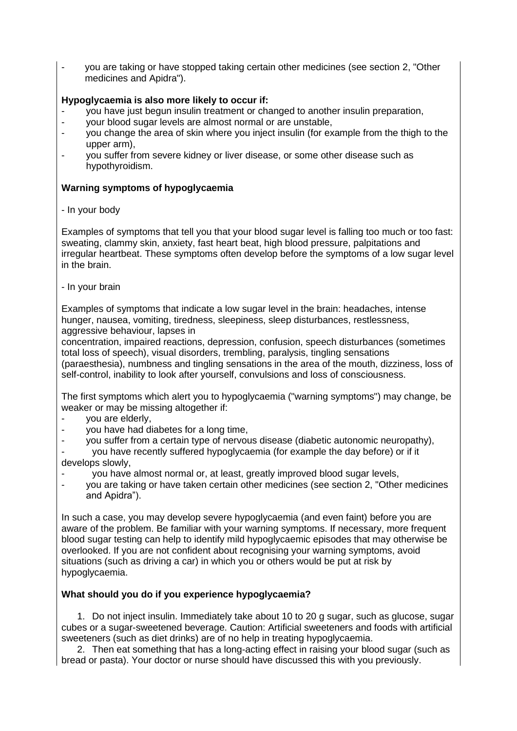- you are taking or have stopped taking certain other medicines (see section 2, "Other medicines and Apidra").

**Hypoglycaemia is also more likely to occur if:**

- you have just begun insulin treatment or changed to another insulin preparation,
- your blood sugar levels are almost normal or are unstable,
- you change the area of skin where you inject insulin (for example from the thigh to the upper arm),
- you suffer from severe kidney or liver disease, or some other disease such as hypothyroidism.

**Warning symptoms of hypoglycaemia**

- In your body

Examples of symptoms that tell you that your blood sugar level is falling too much or too fast: sweating, clammy skin, anxiety, fast heart beat, high blood pressure, palpitations and irregular heartbeat. These symptoms often develop before the symptoms of a low sugar level in the brain.

- In your brain

Examples of symptoms that indicate a low sugar level in the brain: headaches, intense hunger, nausea, vomiting, tiredness, sleepiness, sleep disturbances, restlessness, aggressive behaviour, lapses in concentration, impaired reactions, depression, confusion, speech disturbances (sometimes total loss of speech), visual disorders, trembling, paralysis, tingling sensations (paraesthesia), numbness and tingling sensations in the area of the mouth, dizziness, loss of self-control, inability to look after yourself, convulsions and loss of consciousness.

The first symptoms which alert you to hypoglycaemia ("warning symptoms") may change, be weaker or may be missing altogether if:

- you are elderly,
- you have had diabetes for a long time,
- you suffer from a certain type of nervous disease (diabetic autonomic neuropathy),
- you have recently suffered hypoglycaemia (for example the day before) or if it develops slowly,
- you have almost normal or, at least, greatly improved blood sugar levels,
- you are taking or have taken certain other medicines (see section 2, "Other medicines and Apidra").

In such a case, you may develop severe hypoglycaemia (and even faint) before you are aware of the problem. Be familiar with your warning symptoms. If necessary, more frequent blood sugar testing can help to identify mild hypoglycaemic episodes that may otherwise be overlooked. If you are not confident about recognising your warning symptoms, avoid situations (such as driving a car) in which you or others would be put at risk by hypoglycaemia.

**What should you do if you experience hypoglycaemia?**

1. Do not inject insulin. Immediately take about 10 to 20 g sugar, such as glucose, sugar cubes or a sugar-sweetened beverage. Caution: Artificial sweeteners and foods with artificial sweeteners (such as diet drinks) are of no help in treating hypoglycaemia.
2. Then eat something that has a long-acting effect in raising your blood sugar (such as bread or pasta). Your doctor or nurse should have discussed this with you previously.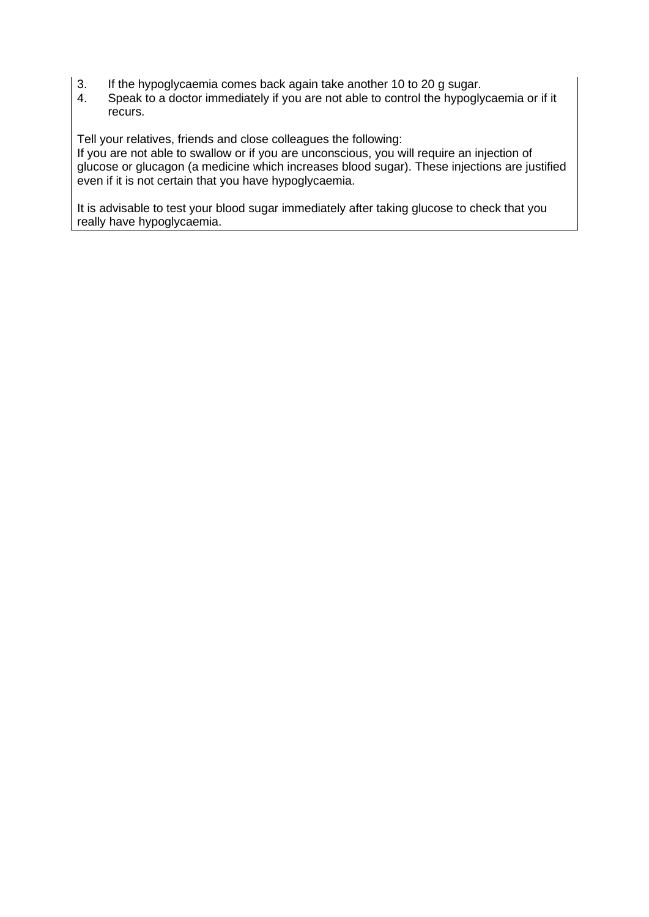3. If the hypoglycaemia comes back again take another 10 to 20 g sugar.
4. Speak to a doctor immediately if you are not able to control the hypoglycaemia or if it recurs.

Tell your relatives, friends and close colleagues the following:
If you are not able to swallow or if you are unconscious, you will require an injection of glucose or glucagon (a medicine which increases blood sugar). These injections are justified even if it is not certain that you have hypoglycaemia.

It is advisable to test your blood sugar immediately after taking glucose to check that you really have hypoglycaemia.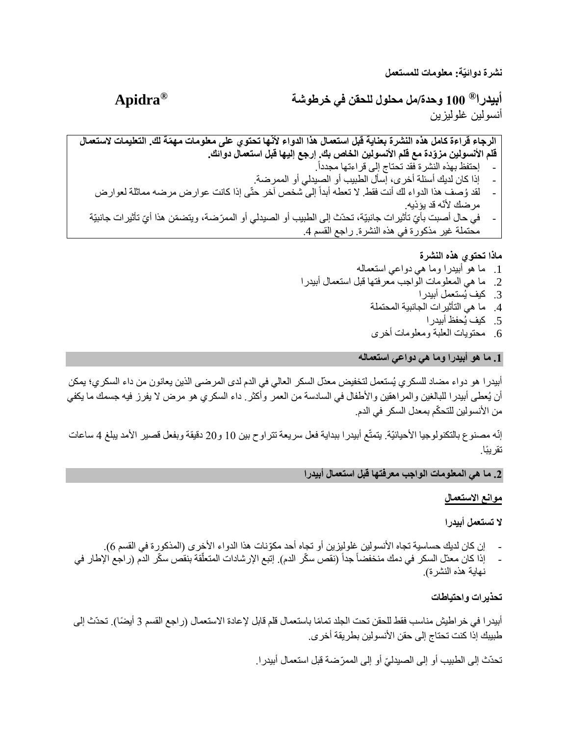**نشرة دوائيّة: معلومات للمستعمل**

# أبيدرا® 100 وحدة/مل محلول للحقن في خرطوشة　　　　Apidra®

أنسولين غلوليزين

**الرجاء قراءة كامل هذه النشرة بعناية قبل استعمال هذا الدواء لأنّها تحتوي على معلومات مهمّة لك. التعليمات لاستعمال قلم الأنسولين مزوّدة مع قلم الأنسولين الخاص بك. إرجع إليها قبل استعمال دوائك.**

- إحتفظ بهذه النشرة فقد تحتاج إلى قراءتها مجدداً.
- إذا كان لديك أسئلة أخرى، إسأل الطبيب أو الصيدلي أو الممرضة.
- لقد وُصف هذا الدواء لك أنت فقط. لا تعطه أبداً إلى شخص آخر حتّى إذا كانت عوارض مرضه مماثلة لعوارض مرضك لأنّه قد يؤذيه.
- في حال أصبت بأيّ تأثيرات جانبيّة، تحدّث إلى الطبيب أو الصيدلي أو الممرّضة، ويتضمّن هذا أيّ تأثيرات جانبيّة محتملة غير مذكورة في هذه النشرة. راجع القسم 4.

**ماذا تحتوي هذه النشرة**

1. ما هو أبيدرا وما هي دواعي استعماله
2. ما هي المعلومات الواجب معرفتها قبل استعمال أبيدرا
3. كيف يُستعمل أبيدرا
4. ما هي التأثيرات الجانبية المحتملة
5. كيف يُحفظ أبيدرا
6. محتويات العلبة ومعلومات أخرى

## 1. ما هو أبيدرا وما هي دواعي استعماله

أبيدرا هو دواء مضاد للسكري يُستعمل لتخفيض معدّل السكر العالي في الدم لدى المرضى الذين يعانون من داء السكري؛ يمكن أن يُعطى أبيدرا للبالغين والمراهقين والأطفال في السادسة من العمر وأكثر. داء السكري هو مرض لا يفرز فيه جسمك ما يكفي من الأنسولين للتحكّم بمعدل السكر في الدم.

إنّه مصنوع بالتكنولوجيا الأحيائيّة. يتمتّع أبيدرا ببداية فعل سريعة تتراوح بين 10 و20 دقيقة وبفعل قصير الأمد يبلغ 4 ساعات تقريبًا.

## 2. ما هي المعلومات الواجب معرفتها قبل استعمال أبيدرا

__موانع الاستعمال__

**لا تستعمل أبيدرا**

- إن كان لديك حساسية تجاه الأنسولين غلوليزين أو تجاه أحد مكوّنات هذا الدواء الأخرى (المذكورة في القسم 6).
- إذا كان معدّل السكر في دمك منخفضاً جداً (نقص سكّر الدم). إتبع الإرشادات المتعلّقة بنقص سكّر الدم (راجع الإطار في نهاية هذه النشرة).

**تحذيرات واحتياطات**

أبيدرا في خراطيش مناسب فقط للحقن تحت الجلد تمامًا باستعمال قلم قابل لإعادة الاستعمال (راجع القسم 3 أيضًا). تحدّث إلى طبيبك إذا كنت تحتاج إلى حقن الأنسولين بطريقة أخرى.

تحدّث إلى الطبيب أو إلى الصيدليّ أو إلى الممرّضة قبل استعمال أبيدرا.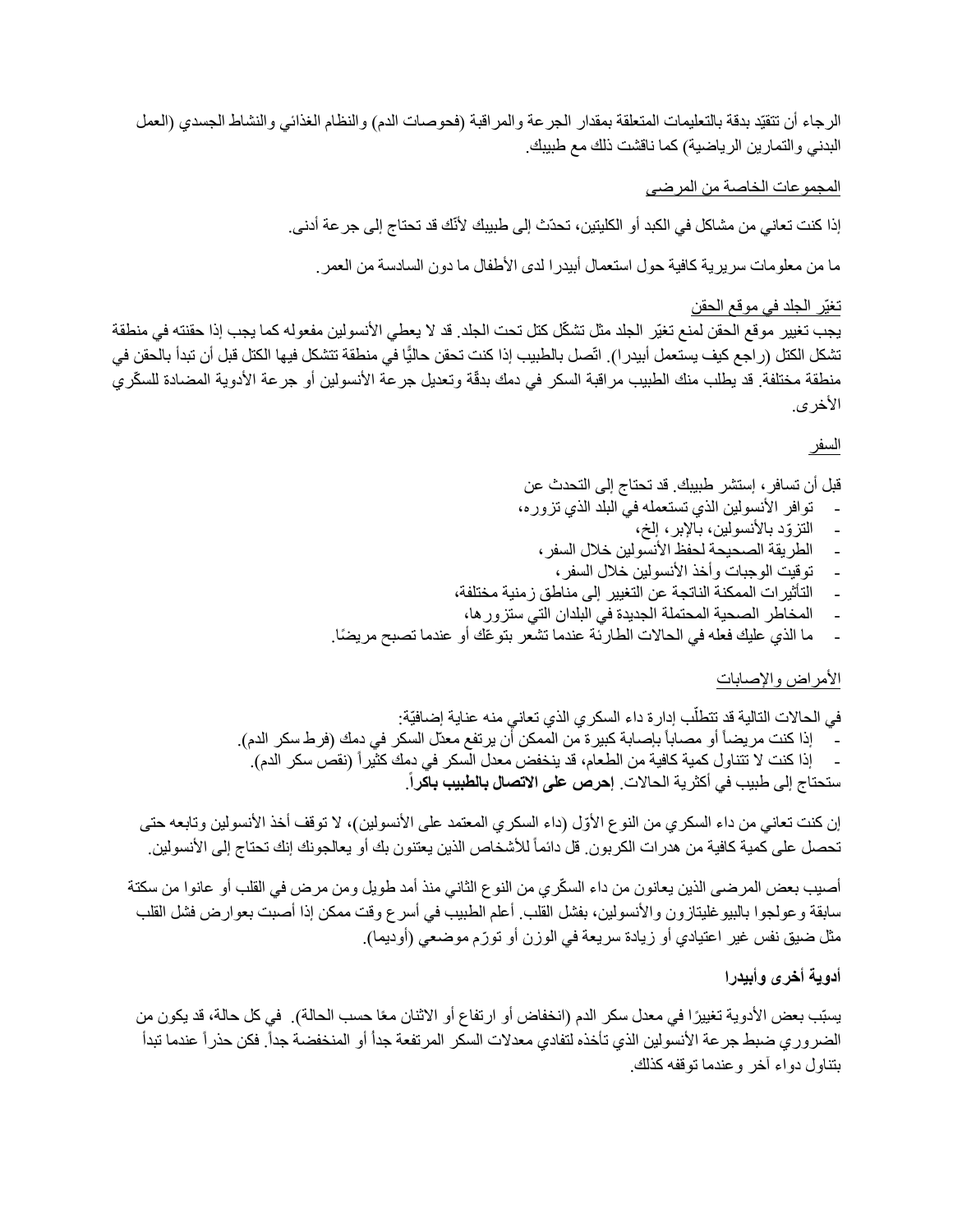الرجاء أن تتقيّد بدقة بالتعليمات المتعلقة بمقدار الجرعة والمراقبة (فحوصات الدم) والنظام الغذائي والنشاط الجسدي (العمل البدني والتمارين الرياضية) كما ناقشت ذلك مع طبيبك.

المجموعات الخاصة من المرضى

إذا كنت تعاني من مشاكل في الكبد أو الكليتين، تحدّث إلى طبيبك لأنّك قد تحتاج إلى جرعة أدنى.

ما من معلومات سريرية كافية حول استعمال أبيدرا لدى الأطفال ما دون السادسة من العمر.

تغيّر الجلد في موقع الحقن

يجب تغيير موقع الحقن لمنع تغيّر الجلد مثل تشكّل كتل تحت الجلد. قد لا يعطي الأنسولين مفعوله كما يجب إذا حقنته في منطقة تشكل الكتل (راجع كيف يستعمل أبيدرا). اتّصل بالطبيب إذا كنت تحقن حاليًّا في منطقة تتشكل فيها الكتل قبل أن تبدأ بالحقن في منطقة مختلفة. قد يطلب منك الطبيب مراقبة السكر في دمك بدقّة وتعديل جرعة الأنسولين أو جرعة الأدوية المضادة للسكّري الأخرى.

السفر

قبل أن تسافر، إستشر طبيبك. قد تحتاج إلى التحدث عن

- توافر الأنسولين الذي تستعمله في البلد الذي تزوره،
- التزوّد بالأنسولين، بالإبر، إلخ،
- الطريقة الصحيحة لحفظ الأنسولين خلال السفر،
- توقيت الوجبات وأخذ الأنسولين خلال السفر،
- التأثيرات الممكنة الناتجة عن التغيير إلى مناطق زمنية مختلفة،
- المخاطر الصحية المحتملة الجديدة في البلدان التي ستزورها،
- ما الذي عليك فعله في الحالات الطارئة عندما تشعر بتوعّك أو عندما تصبح مريضًا.

الأمراض والإصابات

في الحالات التالية قد تتطلّب إدارة داء السكري الذي تعاني منه عناية إضافيّة:

- إذا كنت مريضاً أو مصاباً بإصابة كبيرة من الممكن أن يرتفع معدّل السكر في دمك (فرط سكر الدم).
- إذا كنت لا تتناول كمية كافية من الطعام، قد ينخفض معدل السكر في دمك كثيراً (نقص سكر الدم).

ستحتاج إلى طبيب في أكثرية الحالات. **إحرص على الاتصال بالطبيب باكراً**.

إن كنت تعاني من داء السكري من النوع الأوّل (داء السكري المعتمد على الأنسولين)، لا توقف أخذ الأنسولين وتابعه حتى تحصل على كمية كافية من هدرات الكربون. قل دائماً للأشخاص الذين يعتنون بك أو يعالجونك إنك تحتاج إلى الأنسولين.

أصيب بعض المرضى الذين يعانون من داء السكّري من النوع الثاني منذ أمد طويل ومن مرض في القلب أو عانوا من سكتة سابقة وعولجوا بالبيوغليتازون والأنسولين، بفشل القلب. أعلم الطبيب في أسرع وقت ممكن إذا أصبت بعوارض فشل القلب مثل ضيق نفس غير اعتيادي أو زيادة سريعة في الوزن أو تورّم موضعي (أوديما).

**أدوية أخرى وأبيدرا**

يسبّب بعض الأدوية تغييرًا في معدل سكر الدم (انخفاض أو ارتفاع أو الاثنان معًا حسب الحالة). في كل حالة، قد يكون من الضروري ضبط جرعة الأنسولين الذي تأخذه لتفادي معدلات السكر المرتفعة جداً أو المنخفضة جداً. فكن حذراً عندما تبدأ بتناول دواء آخر وعندما توقفه كذلك.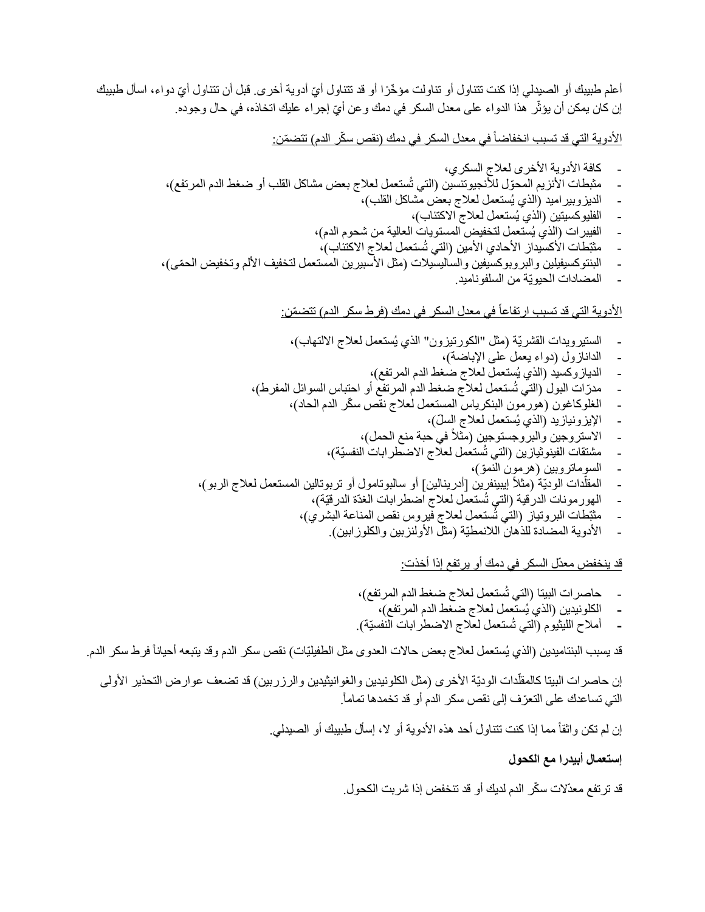أعلم طبيبك أو الصيدلي إذا كنت تتناول أو تناولت مؤخّرًا أو قد تتناول أيّ أدوية أخرى. قبل أن تتناول أيّ دواء، اسأل طبيبك إن كان يمكن أن يؤثّر هذا الدواء على معدل السكر في دمك وعن أيّ إجراء عليك اتخاذه، في حال وجوده.

الأدوية التي قد تسبب انخفاضاً في معدل السكر في دمك (نقص سكّر الدم) تتضمّن:

- كافة الأدوية الأخرى لعلاج السكري،
- مثبطات الأنزيم المحوّل للأنجيوتنسين (التي تُستعمل لعلاج بعض مشاكل القلب أو ضغط الدم المرتفع)،
- الديزوبيراميد (الذي يُستعمل لعلاج بعض مشاكل القلب)،
- الفليوكسيتين (الذي يُستعمل لعلاج الاكتئاب)،
- الفيبرات (الذي يُستعمل لتخفيض المستويات العالية من شحوم الدم)،
- مثبّطات الأكسيداز الأحادي الأمين (التي تُستعمل لعلاج الاكتئاب)،
- البنتوكسيفيلين والبروبوكسيفين والساليسيلات (مثل الأسبيرين المستعمل لتخفيف الألم وتخفيض الحمّى)،
- المضادات الحيويّة من السلفوناميد.

الأدوية التي قد تسبب ارتفاعاً في معدل السكر في دمك (فرط سكر الدم) تتضمّن:

- الستيرويدات القشريّة (مثل "الكورتيزون" الذي يُستعمل لعلاج الالتهاب)،
- الدانازول (دواء يعمل على الإباضة)،
- الديازوكسيد (الذي يُستعمل لعلاج ضغط الدم المرتفع)،
- مدرّات البول (التي تُستعمل لعلاج ضغط الدم المرتفع أو احتباس السوائل المفرط)،
- الغلوكاغون (هورمون البنكرياس المستعمل لعلاج نقص سكّر الدم الحاد)،
- الإيزونيازيد (الذي يُستعمل لعلاج السلّ)،
- الاستروجين والبروجستوجين (مثلاً في حبة منع الحمل)،
- مشتقات الفينوثيازين (التي تُستعمل لعلاج الاضطرابات النفسيّة)،
- السوماتروبين (هرمون النموّ)،
- المقلّدات الوديّة (مثلاً إيبينفرين [أدرينالين] أو سالبوتامول أو تربوتالين المستعمل لعلاج الربو)،
- الهورمونات الدرقية (التي تُستعمل لعلاج اضطرابات الغدّة الدرقيّة)،
- مثبّطات البروتياز (التي تُستعمل لعلاج فيروس نقص المناعة البشري)،
- الأدوية المضادة للذهان اللانمطيّة (مثل الأولنزبين والكلوزابين).

قد ينخفض معدّل السكر في دمك أو يرتفع إذا أخذت:

- حاصرات البيتا (التي تُستعمل لعلاج ضغط الدم المرتفع)،
- الكلونيدين (الذي يُستعمل لعلاج ضغط الدم المرتفع)،
- أملاح الليثيوم (التي تُستعمل لعلاج الاضطرابات النفسيّة).

قد يسبب البنتاميدين (الذي يُستعمل لعلاج بعض حالات العدوى مثل الطفيليّات) نقص سكر الدم وقد يتبعه أحياناً فرط سكر الدم.

إن حاصرات البيتا كالمقلّدات الوديّة الأخرى (مثل الكلونيدين والغوانيثيدين والرزربين) قد تضعف عوارض التحذير الأولى التي تساعدك على التعرّف إلى نقص سكر الدم أو قد تخمدها تماماً.

إن لم تكن واثقاً مما إذا كنت تتناول أحد هذه الأدوية أو لا، إسأل طبيبك أو الصيدلي.

**إستعمال أبيدرا مع الكحول**

قد ترتفع معدّلات سكّر الدم لديك أو قد تنخفض إذا شربت الكحول.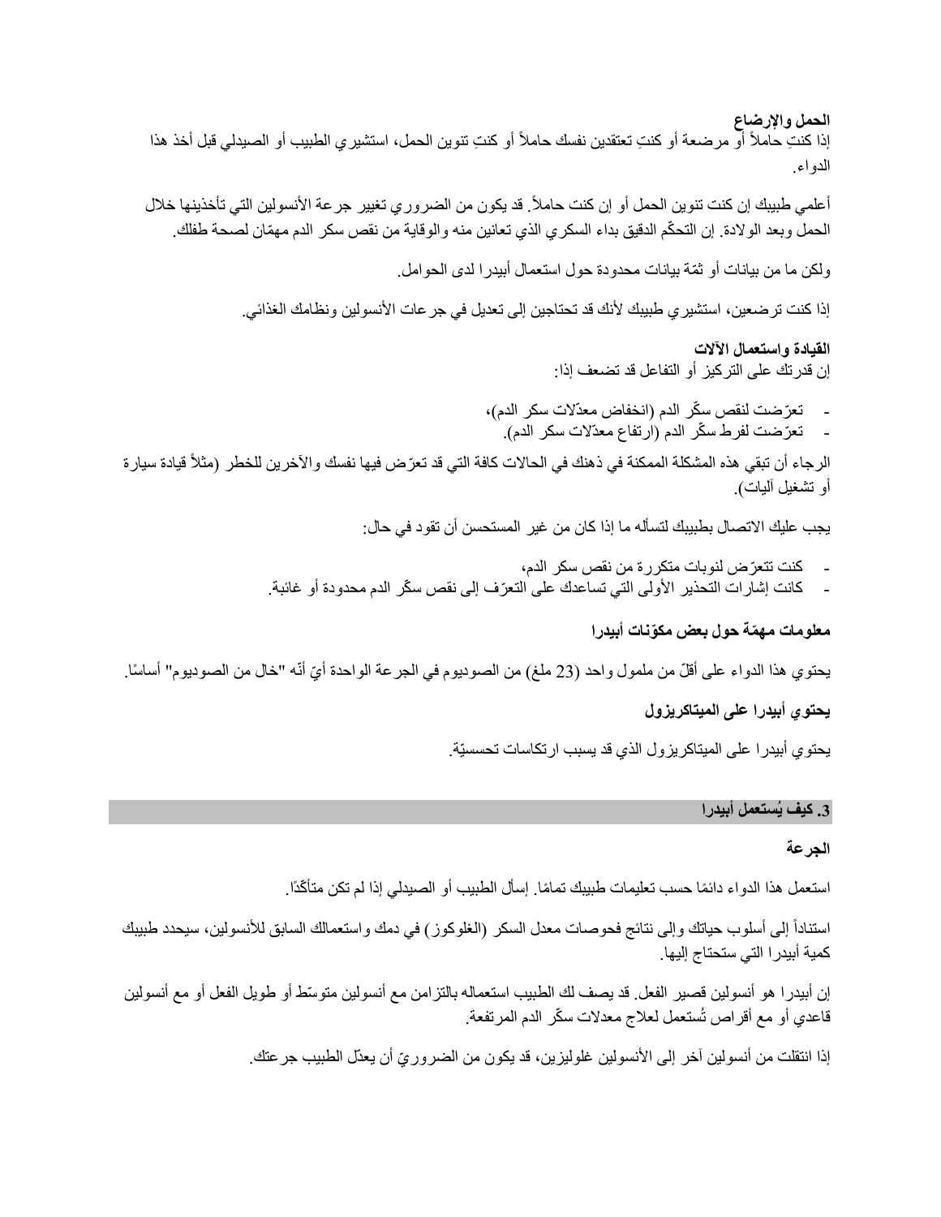**الحمل والإرضاع**

إذا كنتِ حاملاً أو مرضعة أو كنتِ تعتقدين نفسك حاملاً أو كنتِ تنوين الحمل، استشيري الطبيب أو الصيدلي قبل أخذ هذا الدواء.

أعلمي طبيبك إن كنت تنوين الحمل أو إن كنت حاملاً. قد يكون من الضروري تغيير جرعة الأنسولين التي تأخذينها خلال الحمل وبعد الولادة. إن التحكّم الدقيق بداء السكري الذي تعانين منه والوقاية من نقص سكر الدم مهمّان لصحة طفلك.

ولكن ما من بيانات أو ثمّة بيانات محدودة حول استعمال أبيدرا لدى الحوامل.

إذا كنت ترضعين، استشيري طبيبك لأنك قد تحتاجين إلى تعديل في جرعات الأنسولين ونظامك الغذائي.

**القيادة واستعمال الآلات**

إن قدرتك على التركيز أو التفاعل قد تضعف إذا:

- تعرّضت لنقص سكّر الدم (انخفاض معدّلات سكر الدم)،
- تعرّضت لفرط سكّر الدم (ارتفاع معدّلات سكر الدم).

الرجاء أن تبقي هذه المشكلة الممكنة في ذهنك في الحالات كافة التي قد تعرّض فيها نفسك والآخرين للخطر (مثلاً قيادة سيارة أو تشغيل آليات).

يجب عليك الاتصال بطبيبك لتسأله ما إذا كان من غير المستحسن أن تقود في حال:

- كنت تتعرّض لنوبات متكررة من نقص سكر الدم،
- كانت إشارات التحذير الأولى التي تساعدك على التعرّف إلى نقص سكّر الدم محدودة أو غائبة.

**معلومات مهمّة حول بعض مكوّنات أبيدرا**

يحتوي هذا الدواء على أقلّ من ملمول واحد (23 ملغ) من الصوديوم في الجرعة الواحدة أيّ أنّه "خالٍ من الصوديوم" أساسًا.

**يحتوي أبيدرا على الميتاكريزول**

يحتوي أبيدرا على الميتاكريزول الذي قد يسبب ارتكاسات تحسسيّة.

## 3. كيف يُستعمل أبيدرا

**الجرعة**

استعمل هذا الدواء دائمًا حسب تعليمات طبيبك تمامًا. إسأل الطبيب أو الصيدلي إذا لم تكن متأكّدًا.

استناداً إلى أسلوب حياتك وإلى نتائج فحوصات معدل السكر (الغلوكوز) في دمك واستعمالك السابق للأنسولين، سيحدد طبيبك كمية أبيدرا التي ستحتاج إليها.

إن أبيدرا هو أنسولين قصير الفعل. قد يصف لك الطبيب استعماله بالتزامن مع أنسولين متوسّط أو طويل الفعل أو مع أنسولين قاعدي أو مع أقراص تُستعمل لعلاج معدلات سكّر الدم المرتفعة.

إذا انتقلت من أنسولين آخر إلى الأنسولين غلوليزين، قد يكون من الضروريّ أن يعدّل الطبيب جرعتك.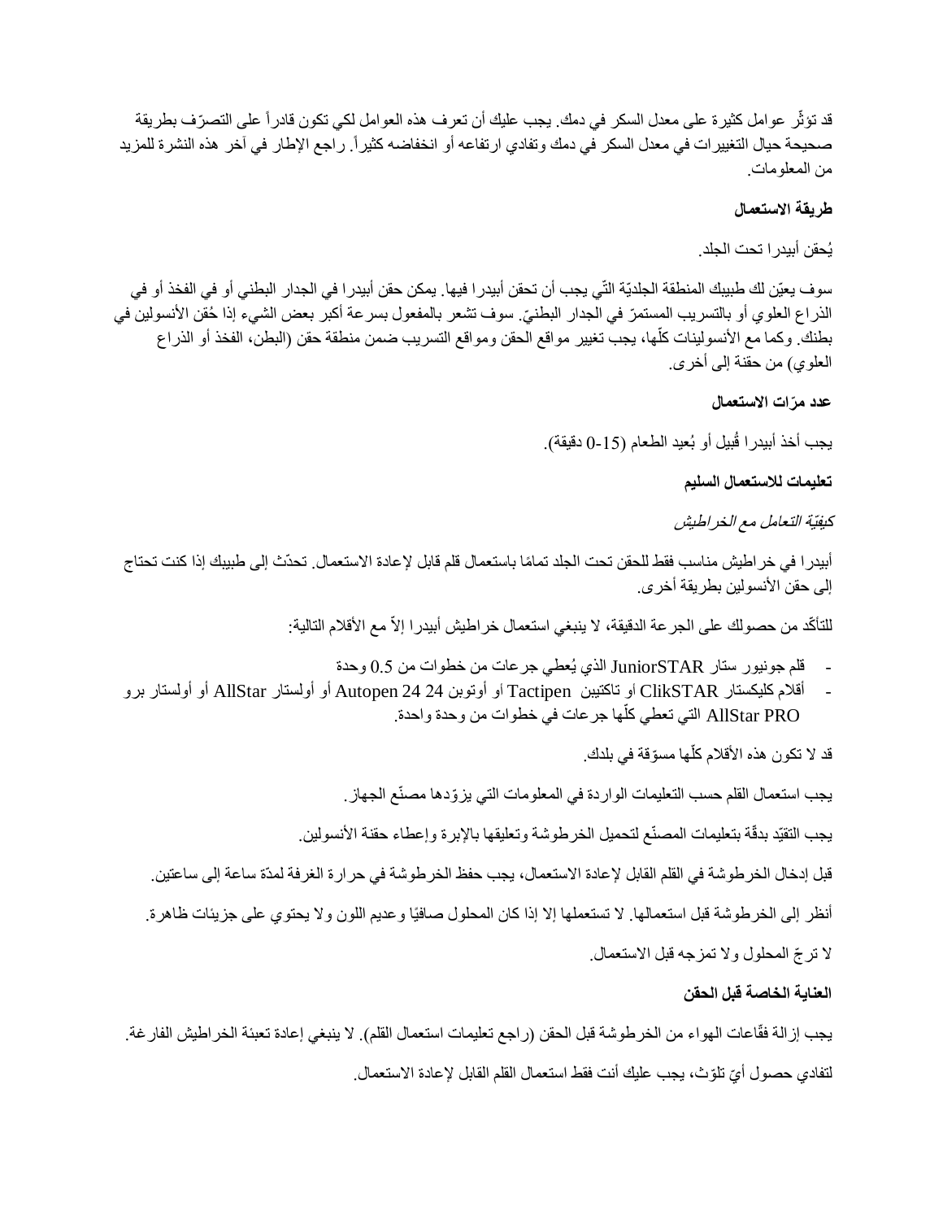قد تؤثّر عوامل كثيرة على معدل السكر في دمك. يجب عليك أن تعرف هذه العوامل لكي تكون قادراً على التصرّف بطريقة صحيحة حيال التغييرات في معدل السكر في دمك وتفادي ارتفاعه أو انخفاضه كثيراً. راجع الإطار في آخر هذه النشرة للمزيد من المعلومات.

**طريقة الاستعمال**

يُحقن أبيدرا تحت الجلد.

سوف يعيّن لك طبيبك المنطقة الجلديّة التّي يجب أن تحقن أبيدرا فيها. يمكن حقن أبيدرا في الجدار البطني أو في الفخذ أو في الذراع العلوي أو بالتسريب المستمرّ في الجدار البطنيّ. سوف تشعر بالمفعول بسرعة أكبر بعض الشيء إذا حُقن الأنسولين في بطنك. وكما مع الأنسولينات كلّها، يجب تغيير مواقع الحقن ومواقع التسريب ضمن منطقة حقن (البطن، الفخذ أو الذراع العلوي) من حقنة إلى أخرى.

**عدد مرّات الاستعمال**

يجب أخذ أبيدرا قُبيل أو بُعيد الطعام (15-0 دقيقة).

**تعليمات للاستعمال السليم**

*كيفيّة التعامل مع الخراطيش*

أبيدرا في خراطيش مناسب فقط للحقن تحت الجلد تمامًا باستعمال قلم قابل لإعادة الاستعمال. تحدّث إلى طبيبك إذا كنت تحتاج إلى حقن الأنسولين بطريقة أخرى.

للتأكّد من حصولك على الجرعة الدقيقة، لا ينبغي استعمال خراطيش أبيدرا إلاّ مع الأقلام التالية:

- قلم جونيور ستار JuniorSTAR الذي يُعطي جرعات من خطوات من 0.5 وحدة
- أقلام كليكستار ClikSTAR أو تاكتيبن Tactipen أو أوتوبن 24 Autopen 24 أو أولستار AllStar أو أولستار برو AllStar PRO التي تعطي كلّها جرعات في خطوات من وحدة واحدة.

قد لا تكون هذه الأقلام كلّها مسوّقة في بلدك.

يجب استعمال القلم حسب التعليمات الواردة في المعلومات التي يزوّدها مصنّع الجهاز.

يجب التقيّد بدقّة بتعليمات المصنّع لتحميل الخرطوشة وتعليقها بالإبرة وإعطاء حقنة الأنسولين.

قبل إدخال الخرطوشة في القلم القابل لإعادة الاستعمال، يجب حفظ الخرطوشة في حرارة الغرفة لمدّة ساعة إلى ساعتين.

أنظر إلى الخرطوشة قبل استعمالها. لا تستعملها إلا إذا كان المحلول صافيًا وعديم اللون ولا يحتوي على جزيئات ظاهرة.

لا ترجّ المحلول ولا تمزجه قبل الاستعمال.

**العناية الخاصة قبل الحقن**

يجب إزالة فقّاعات الهواء من الخرطوشة قبل الحقن (راجع تعليمات استعمال القلم). لا ينبغي إعادة تعبئة الخراطيش الفارغة.

لتفادي حصول أيّ تلوّث، يجب عليك أنت فقط استعمال القلم القابل لإعادة الاستعمال.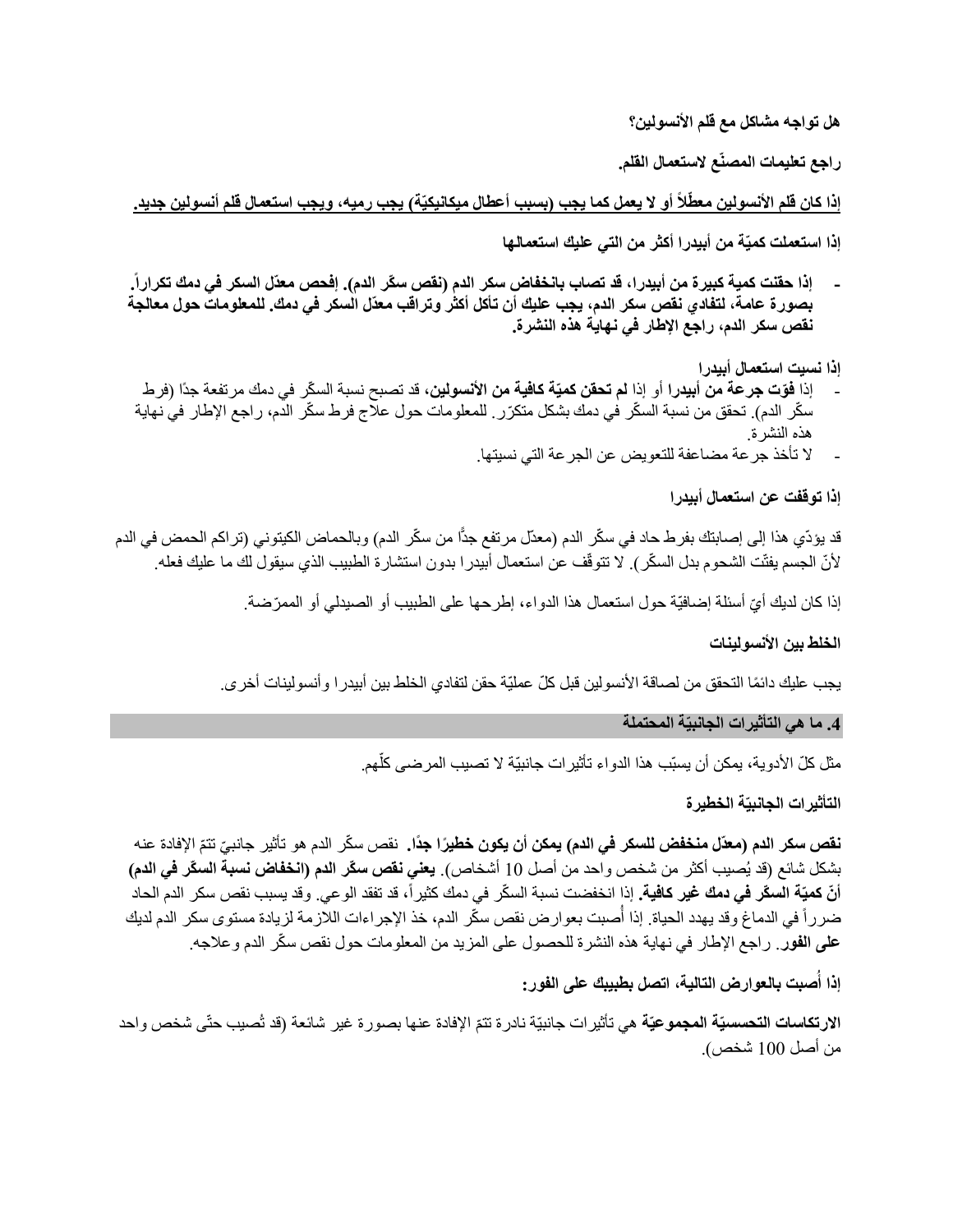**هل تواجه مشاكل مع قلم الأنسولين؟**

**راجع تعليمات المصنّع لاستعمال القلم.**

**إذا كان قلم الأنسولين معطّلاً أو لا يعمل كما يجب (بسبب أعطال ميكانيكيّة) يجب رميه، ويجب استعمال قلم أنسولين جديد.**

**إذا استعملت كميّة من أبيدرا أكثر من التي عليك استعمالها**

- **إذا حقنت كمية كبيرة من أبيدرا، قد تصاب بانخفاض سكر الدم (نقص سكّر الدم). إفحص معدّل السكر في دمك تكراراً. بصورة عامة، لتفادي نقص سكر الدم، يجب عليك أن تأكل أكثر وتراقب معدّل السكر في دمك. للمعلومات حول معالجة نقص سكر الدم، راجع الإطار في نهاية هذه النشرة.**

**إذا نسيت استعمال أبيدرا**

- إذا **فوّت جرعة من أبيدرا** أو إذا **لم تحقن كميّة كافية من الأنسولين**، قد تصبح نسبة السكّر في دمك مرتفعة جدًا (فرط سكّر الدم). تحقق من نسبة السكّر في دمك بشكل متكرّر. للمعلومات حول علاج فرط سكّر الدم، راجع الإطار في نهاية هذه النشرة.
- لا تأخذ جرعة مضاعفة للتعويض عن الجرعة التي نسيتها.

**إذا توقفت عن استعمال أبيدرا**

قد يؤدّي هذا إلى إصابتك بفرط حاد في سكّر الدم (معدّل مرتفع جدًّا من سكّر الدم) وبالحماض الكيتوني (تراكم الحمض في الدم لأنّ الجسم يفتّت الشحوم بدل السكّر). لا تتوقّف عن استعمال أبيدرا بدون استشارة الطبيب الذي سيقول لك ما عليك فعله.

إذا كان لديك أيّ أسئلة إضافيّة حول استعمال هذا الدواء، إطرحها على الطبيب أو الصيدلي أو الممرّضة.

**الخلط بين الأنسولينات**

يجب عليك دائمًا التحقق من لصاقة الأنسولين قبل كلّ عمليّة حقن لتفادي الخلط بين أبيدرا وأنسولينات أخرى.

## 4. ما هي التأثيرات الجانبيّة المحتملة

مثل كلّ الأدوية، يمكن أن يسبّب هذا الدواء تأثيرات جانبيّة لا تصيب المرضى كلّهم.

**التأثيرات الجانبيّة الخطيرة**

**نقص سكر الدم (معدّل منخفض للسكر في الدم) يمكن أن يكون خطيرًا جدًا.** نقص سكّر الدم هو تأثير جانبيّ تتمّ الإفادة عنه بشكل شائع (قد يُصيب أكثر من شخص واحد من أصل 10 أشخاص). **يعني نقص سكّر الدم (انخفاض نسبة السكّر في الدم) أنّ كميّة السكّر في دمك غير كافية.** إذا انخفضت نسبة السكّر في دمك كثيراً، قد تفقد الوعي. وقد يسبب نقص سكر الدم الحاد ضرراً في الدماغ وقد يهدد الحياة. إذا أُصبت بعوارض نقص سكّر الدم، خذ الإجراءات اللازمة لزيادة مستوى سكر الدم لديك **على الفور**. راجع الإطار في نهاية هذه النشرة للحصول على المزيد من المعلومات حول نقص سكّر الدم وعلاجه.

**إذا أُصبت بالعوارض التالية، اتصل بطبيبك على الفور:**

**الارتكاسات التحسسيّة المجموعيّة** هي تأثيرات جانبيّة نادرة تتمّ الإفادة عنها بصورة غير شائعة (قد تُصيب حتّى شخص واحد من أصل 100 شخص).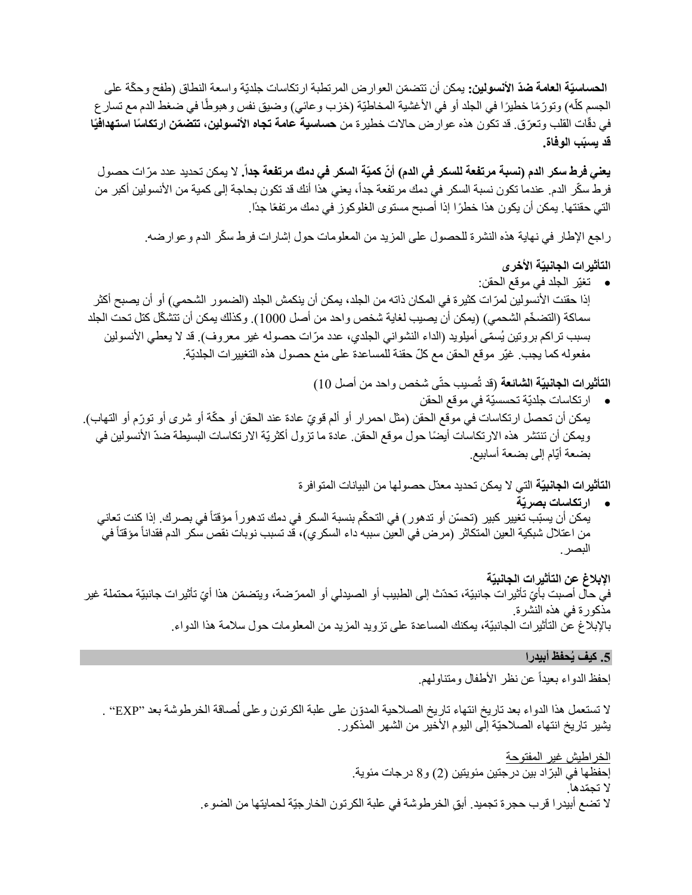**الحساسيّة العامة ضدّ الأنسولين:** يمكن أن تتضمّن العوارض المرتبطة ارتكاسات جلديّة واسعة النطاق (طفح وحكّة على الجسم كلّه) وتورّمًا خطيرًا في الجلد أو في الأغشية المخاطيّة (خزب وعائي) وضيق نفس وهبوطًا في ضغط الدم مع تسارع في دقّات القلب وتعرّق. قد تكون هذه عوارض حالات خطيرة من **حساسية عامة تجاه الأنسولين، تتضمّن ارتكاسًا استهدافيًا قد يسبّب الوفاة.**

**يعني فرط سكر الدم (نسبة مرتفعة للسكر في الدم) أنّ كميّة السكر في دمك مرتفعة جداً.** لا يمكن تحديد عدد مرّات حصول فرط سكّر الدم. عندما تكون نسبة السكر في دمك مرتفعة جداً، يعني هذا أنك قد تكون بحاجة إلى كمية من الأنسولين أكبر من التي حقنتها. يمكن أن يكون هذا خطرًا إذا أصبح مستوى الغلوكوز في دمك مرتفعًا جدًا.

راجع الإطار في نهاية هذه النشرة للحصول على المزيد من المعلومات حول إشارات فرط سكّر الدم وعوارضه.

**التأثيرات الجانبيّة الأخرى**

- تغيّر الجلد في موقع الحقن:

إذا حقنت الأنسولين لمرّات كثيرة في المكان ذاته من الجلد، يمكن أن ينكمش الجلد (الضمور الشحمي) أو أن يصبح أكثر سماكة (التضخّم الشحمي) (يمكن أن يصيب لغاية شخص واحد من أصل 1000). وكذلك يمكن أن تتشكّل كتل تحت الجلد بسبب تراكم بروتين يُسمّى أميلويد (الداء النشواني الجلدي، عدد مرّات حصوله غير معروف). قد لا يعطي الأنسولين مفعوله كما يجب. غيّر موقع الحقن مع كلّ حقنة للمساعدة على منع حصول هذه التغييرات الجلديّة.

**التأثيرات الجانبيّة الشائعة** (قد تُصيب حتّى شخص واحد من أصل 10)

- ارتكاسات جلديّة تحسسيّة في موقع الحقن

يمكن أن تحصل ارتكاسات في موقع الحقن (مثل احمرار أو ألم قويّ عادة عند الحقن أو حكّة أو شرى أو تورّم أو التهاب). ويمكن أن تنتشر هذه الارتكاسات أيضًا حول موقع الحقن. عادة ما تزول أكثريّة الارتكاسات البسيطة ضدّ الأنسولين في بضعة أيّام إلى بضعة أسابيع.

**التأثيرات الجانبيّة** التي لا يمكن تحديد معدّل حصولها من البيانات المتوافرة

- **ارتكاسات بصريّة**

يمكن أن يسبّب تغيير كبير (تحسّن أو تدهور) في التحكّم بنسبة السكر في دمك تدهوراً مؤقتاً في بصرك. إذا كنت تعاني من اعتلال شبكية العين المتكاثر (مرض في العين سببه داء السكري)، قد تسبب نوبات نقص سكر الدم فقداناً مؤقتاً في البصر.

**الإبلاغ عن التأثيرات الجانبيّة**

في حال أصبت بأيّ تأثيرات جانبيّة، تحدّث إلى الطبيب أو الصيدلي أو الممرّضة، ويتضمّن هذا أيّ تأثيرات جانبيّة محتملة غير مذكورة في هذه النشرة.
بالإبلاغ عن التأثيرات الجانبيّة، يمكنك المساعدة على تزويد المزيد من المعلومات حول سلامة هذا الدواء.

## 5. كيف يُحفظ أبيدرا

إحفظ الدواء بعيداً عن نظر الأطفال ومتناولهم.

لا تستعمل هذا الدواء بعد تاريخ انتهاء تاريخ الصلاحية المدوّن على علبة الكرتون وعلى لُصاقة الخرطوشة بعد "EXP" .
يشير تاريخ انتهاء الصلاحيّة إلى اليوم الأخير من الشهر المذكور.

الخراطيش غير المفتوحة
إحفظها في البرّاد بين درجتين مئويتين (2) و8 درجات مئوية.
لا تجمّدها.
لا تضع أبيدرا قرب حجرة تجميد. أبقِ الخرطوشة في علبة الكرتون الخارجيّة لحمايتها من الضوء.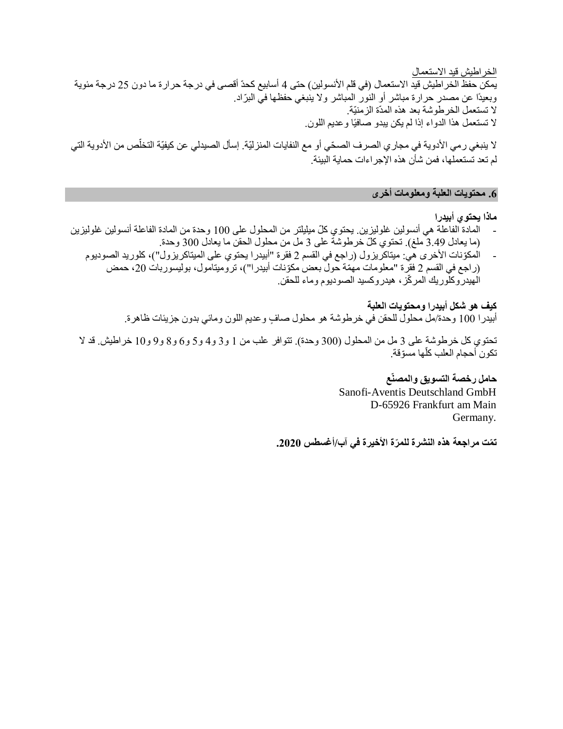الخراطيش قيد الاستعمال

يمكن حفظ الخراطيش قيد الاستعمال (في قلم الأنسولين) حتى 4 أسابيع كحدّ أقصى في درجة حرارة ما دون 25 درجة مئوية وبعيدًا عن مصدر حرارة مباشر أو النور المباشر ولا ينبغي حفظها في البرّاد.
لا تستعمل الخرطوشة بعد هذه المدّة الزمنيّة.
لا تستعمل هذا الدواء إذا لم يكن يبدو صافيًا وعديم اللون.

لا ينبغي رمي الأدوية في مجاري الصرف الصحّي أو مع النفايات المنزليّة. إسأل الصيدلي عن كيفيّة التخلّص من الأدوية التي لم تعد تستعملها، فمن شأن هذه الإجراءات حماية البيئة.

## 6. محتويات العلبة ومعلومات أخرى

**ماذا يحتوي أبيدرا**

- المادة الفاعلة هي أنسولين غلوليزين. يحتوي كلّ ميليلتر من المحلول على 100 وحدة من المادة الفاعلة أنسولين غلوليزين (ما يعادل 3.49 ملغ). تحتوي كلّ خرطوشة على 3 مل من محلول الحقن ما يعادل 300 وحدة.
- المكوّنات الأخرى هي: ميتاكريزول (راجع في القسم 2 فقرة "أبيدرا يحتوي على الميتاكريزول")، كلوريد الصوديوم (راجع في القسم 2 فقرة "معلومات مهمّة حول بعض مكوّنات أبيدرا")، تروميتامول، بوليسوربات 20، حمض الهيدروكلوريك المركّز، هيدروكسيد الصوديوم وماء للحقن.

**كيف هو شكل أبيدرا ومحتويات العلبة**

أبيدرا 100 وحدة/مل محلول للحقن في خرطوشة هو محلول صافٍ وعديم اللون ومائي بدون جزيئات ظاهرة.

تحتوي كل خرطوشة على 3 مل من المحلول (300 وحدة). تتوافر علب من 1 و3 و4 و5 و6 و8 و9 و10 خراطيش. قد لا تكون أحجام العلب كلّها مسوّقة.

**حامل رخصة التسويق والمصنّع**

Sanofi-Aventis Deutschland GmbH
D-65926 Frankfurt am Main
Germany.

**تمّت مراجعة هذه النشرة للمرّة الأخيرة في آب/أغسطس 2020.**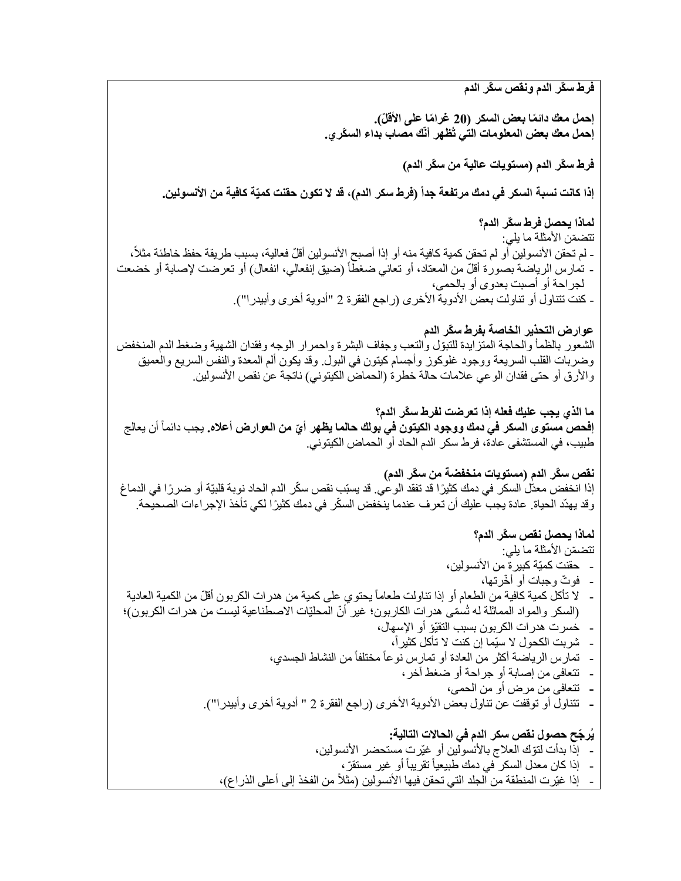**فرط سكّر الدم ونقص سكّر الدم**

**إحمل معك دائمًا بعض السكر (20 غرامًا على الأقلّ).**
**إحمل معك بعض المعلومات التي تُظهر أنّك مصاب بداء السكّري.**

**فرط سكّر الدم (مستويات عالية من سكّر الدم)**

**إذا كانت نسبة السكر في دمك مرتفعة جداً (فرط سكر الدم)، قد لا تكون حقنت كميّة كافية من الأنسولين.**

**لماذا يحصل فرط سكّر الدم؟**
تتضمّن الأمثلة ما يلي:
- لم تحقن الأنسولين أو لم تحقن كمية كافية منه أو إذا أصبح الأنسولين أقلّ فعالية، بسبب طريقة حفظ خاطئة مثلاً،
- تمارس الرياضة بصورة أقلّ من المعتاد، أو تعاني ضغطاً (ضيق إنفعالي، انفعال) أو تعرضت لإصابة أو خضعت لجراحة أو أصبت بعدوى أو بالحمى،
- كنت تتناول أو تناولت بعض الأدوية الأخرى (راجع الفقرة 2 "أدوية أخرى وأبيدرا").

**عوارض التحذير الخاصة بفرط سكّر الدم**
الشعور بالظمأ والحاجة المتزايدة للتبوّل والتعب وجفاف البشرة واحمرار الوجه وفقدان الشهية وضغط الدم المنخفض وضربات القلب السريعة ووجود غلوكوز وأجسام كيتون في البول. وقد يكون ألم المعدة والنفس السريع والعميق والأرق أو حتى فقدان الوعي علامات حالة خطرة (الحماض الكيتوني) ناتجة عن نقص الأنسولين.

**ما الذي يجب عليك فعله إذا تعرضت لفرط سكّر الدم؟**
**إفحص مستوى السكر في دمك ووجود الكيتون في بولك حالما يظهر أيّ من العوارض أعلاه.** يجب دائماً أن يعالج طبيب، في المستشفى عادة، فرط سكر الدم الحاد أو الحماض الكيتوني.

**نقص سكّر الدم (مستويات منخفضة من سكّر الدم)**
إذا انخفض معدّل السكر في دمك كثيرًا قد تفقد الوعي. قد يسبّب نقص سكّر الدم الحاد نوبة قلبيّة أو ضررًا في الدماغ وقد يهدّد الحياة. عادة يجب عليك أن تعرف عندما ينخفض السكّر في دمك كثيرًا لكي تأخذ الإجراءات الصحيحة.

**لماذا يحصل نقص سكّر الدم؟**
تتضمّن الأمثلة ما يلي:
- حقنت كميّة كبيرة من الأنسولين،
- فوتّ وجبات أو أخّرتها،
- لا تأكل كمية كافية من الطعام أو إذا تناولت طعاماً يحتوي على كمية من هدرات الكربون أقلّ من الكمية العادية (السكر والمواد المماثلة له تُسمّى هدرات الكاربون؛ غير أنّ المحليّات الاصطناعية ليست من هدرات الكربون)؛
- خسرت هدرات الكربون بسبب التقيّؤ أو الإسهال،
- شربت الكحول لا سيّما إن كنت لا تأكل كثيراً،
- تمارس الرياضة أكثر من العادة أو تمارس نوعاً مختلفاً من النشاط الجسدي،
- تتعافى من إصابة أو جراحة أو ضغط آخر،
- تتعافى من مرض أو من الحمى،
- تتناول أو توقفت عن تناول بعض الأدوية الأخرى (راجع الفقرة 2 " أدوية أخرى وأبيدرا").

**يُرجّح حصول نقص سكر الدم في الحالات التالية:**
- إذا بدأت لتوّك العلاج بالأنسولين أو غيّرت مستحضر الأنسولين،
- إذا كان معدل السكر في دمك طبيعياً تقريباً أو غير مستقرّ،
- إذا غيّرت المنطقة من الجلد التي تحقن فيها الأنسولين (مثلاً من الفخذ إلى أعلى الذراع)،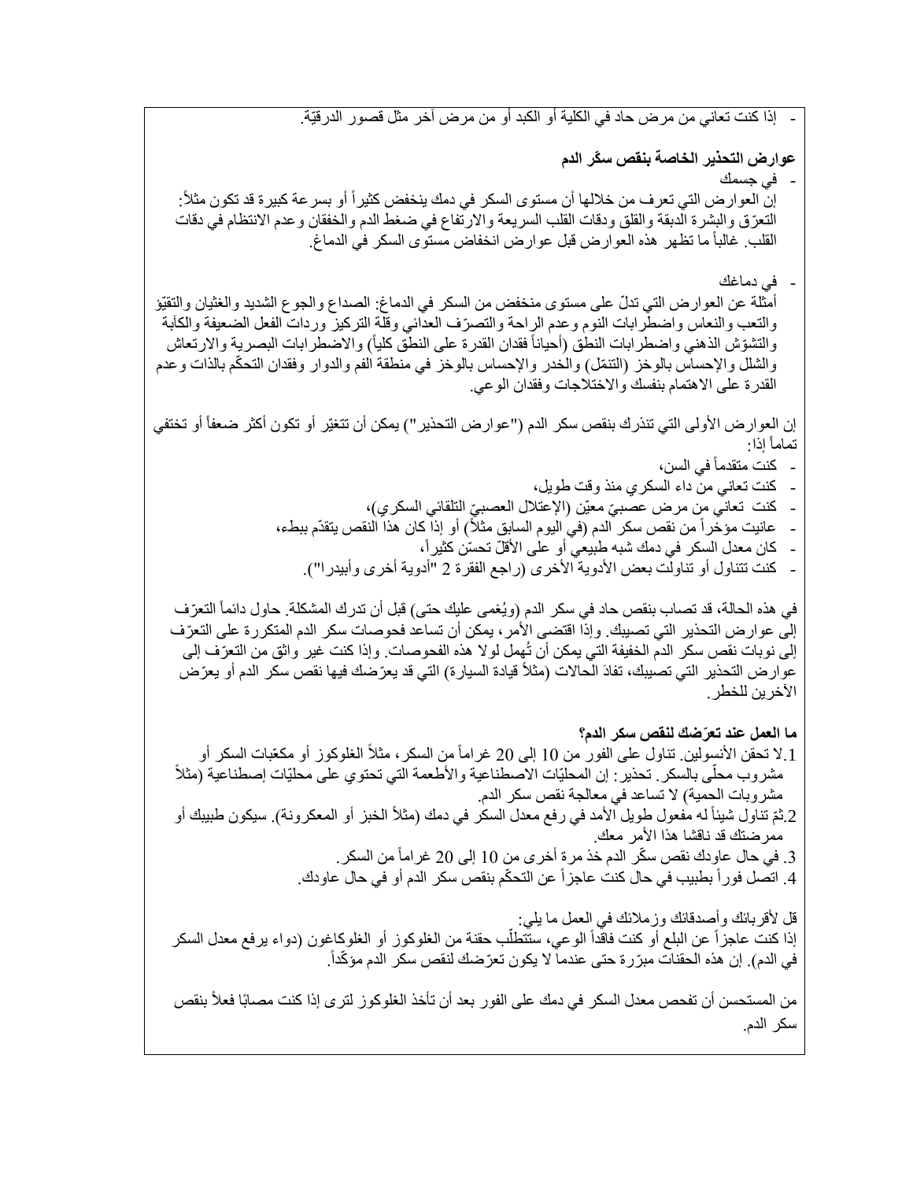- إذا كنت تعاني من مرض حاد في الكلية أو الكبد أو من مرض آخر مثل قصور الدرقيّة.

**عوارض التحذير الخاصة بنقص سكّر الدم**

- في جسمك

إنّ العوارض التي تعرف من خلالها أن مستوى السكر في دمك ينخفض كثيراً أو بسرعة كبيرة قد تكون مثلاً: التعرّق والبشرة الدبقة والقلق ودقات القلب السريعة والارتفاع في ضغط الدم والخفقان وعدم الانتظام في دقات القلب. غالباً ما تظهر هذه العوارض قبل عوارض انخفاض مستوى السكر في الدماغ.

- في دماغك

أمثلة عن العوارض التي تدلّ على مستوى منخفض من السكر في الدماغ: الصداع والجوع الشديد والغثيان والتقيّؤ والتعب والنعاس واضطرابات النوم وعدم الراحة والتصرّف العدائي وقلّة التركيز وردات الفعل الضعيفة والكآبة والتشوّش الذهني واضطرابات النطق (أحياناً فقدان القدرة على النطق كلياً) والاضطرابات البصرية والارتعاش والشلل والإحساس بالوخز (التنمّل) والخدر والإحساس بالوخز في منطقة الفم والدوار وفقدان التحكّم بالذات وعدم القدرة على الاهتمام بنفسك والاختلاجات وفقدان الوعي.

إن العوارض الأولى التي تنذرك بنقص سكر الدم ("عوارض التحذير") يمكن أن تتغيّر أو تكون أكثر ضعفاً أو تختفي تماماً إذا:

- كنت متقدماً في السن،
- كنت تعاني من داء السكري منذ وقت طويل،
- كنت تعاني من مرض عصبيّ معيّن (الإعتلال العصبيّ التلقائي السكري)،
- عانيت مؤخراً من نقص سكر الدم (في اليوم السابق مثلاً) أو إذا كان هذا النقص يتقدّم ببطء،
- كان معدل السكر في دمك شبه طبيعي أو على الأقلّ تحسّن كثيراً،
- كنت تتناول أو تناولت بعض الأدوية الأخرى (راجع الفقرة 2 "أدوية أخرى وأبيدرا").

في هذه الحالة، قد تصاب بنقص حاد في سكر الدم (ويُغمى عليك حتى) قبل أن تدرك المشكلة. حاول دائماً التعرّف إلى عوارض التحذير التي تصيبك. وإذا اقتضى الأمر، يمكن أن تساعد فحوصات سكر الدم المتكررة على التعرّف إلى نوبات نقص سكر الدم الخفيفة التي يمكن أن تُهمل لولا هذه الفحوصات. وإذا كنت غير واثق من التعرّف إلى عوارض التحذير التي تصيبك، تفادَ الحالات (مثلاً قيادة السيارة) التي قد يعرّضك فيها نقص سكر الدم أو يعرّض الآخرين للخطر.

**ما العمل عند تعرّضك لنقص سكر الدم؟**

1. لا تحقن الأنسولين. تناول على الفور من 10 إلى 20 غراماً من السكر، مثلاً الغلوكوز أو مكعّبات السكر أو مشروب محلّى بالسكر. تحذير: إن المحلّيات الاصطناعية والأطعمة التي تحتوي على محلّيات إصطناعية (مثلاً مشروبات الحمية) لا تساعد في معالجة نقص سكر الدم.
2. ثمّ تناول شيئاً له مفعول طويل الأمد في رفع معدل السكر في دمك (مثلاً الخبز أو المعكرونة). سيكون طبيبك أو ممرضتك قد ناقشا هذا الأمر معك.
3. في حال عاودك نقص سكّر الدم خذ مرة أخرى من 10 إلى 20 غراماً من السكر.
4. اتصل فوراً بطبيب في حال كنت عاجزاً عن التحكّم بنقص سكر الدم أو في حال عاودك.

قل لأقربائك وأصدقائك وزملائك في العمل ما يلي:
إذا كنت عاجزاً عن البلع أو كنت فاقداً الوعي، ستتطلّب حقنة من الغلوكوز أو الغلوكاغون (دواء يرفع معدل السكر في الدم). إن هذه الحقنات مبرّرة حتى عندما لا يكون تعرّضك لنقص سكر الدم مؤكّداً.

من المستحسن أن تفحص معدل السكر في دمك على الفور بعد أن تأخذ الغلوكوز لترى إذا كنت مصابًا فعلاً بنقص سكر الدم.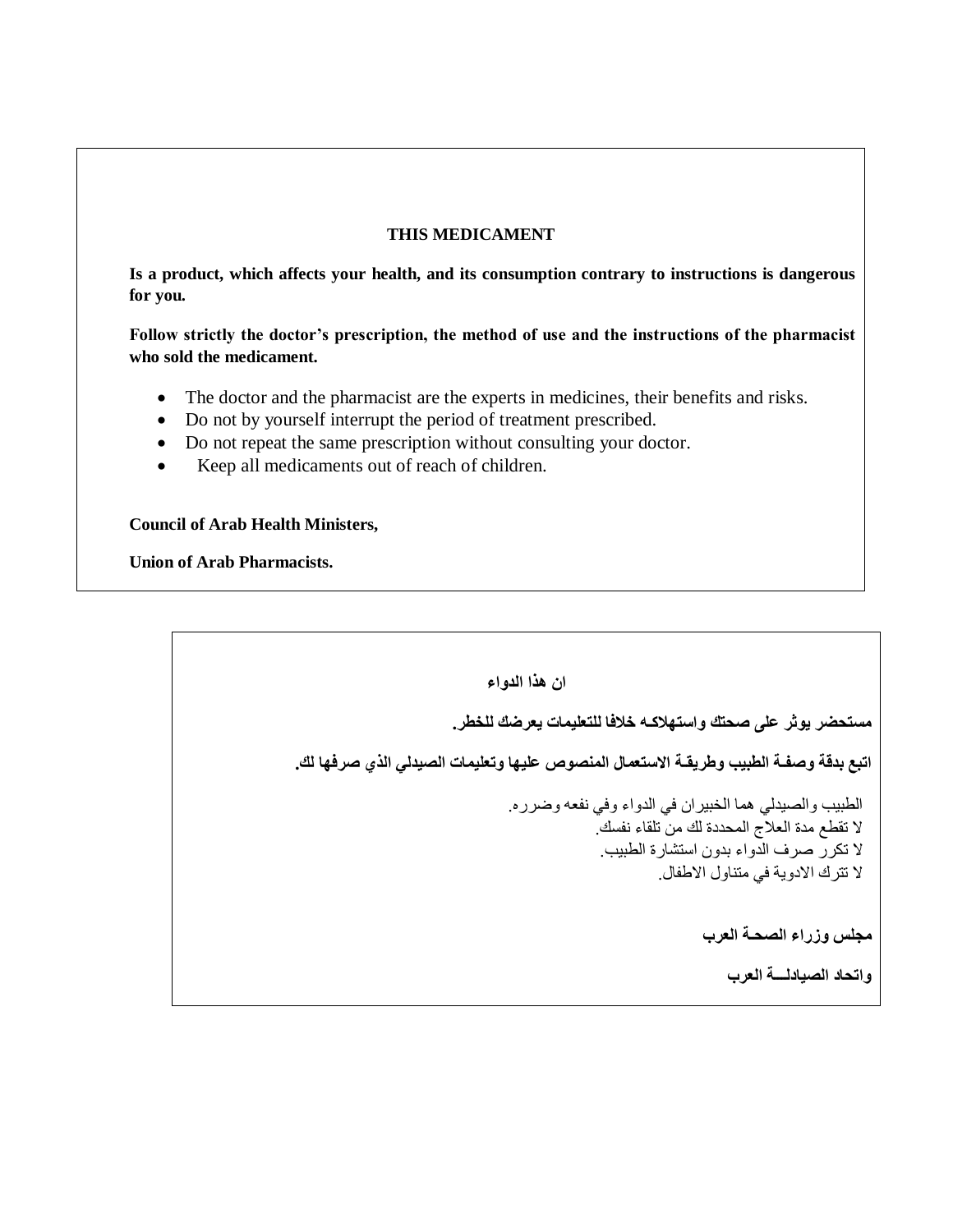**THIS MEDICAMENT**

**Is a product, which affects your health, and its consumption contrary to instructions is dangerous for you.**

**Follow strictly the doctor's prescription, the method of use and the instructions of the pharmacist who sold the medicament.**

- The doctor and the pharmacist are the experts in medicines, their benefits and risks.
- Do not by yourself interrupt the period of treatment prescribed.
- Do not repeat the same prescription without consulting your doctor.
- Keep all medicaments out of reach of children.

**Council of Arab Health Ministers,**

**Union of Arab Pharmacists.**

**ان هذا الدواء**

**مستحضر يوثر على صحتك واستهلاكه خلافا للتعليمات يعرضك للخطر.**

**اتبع بدقة وصفة الطبيب وطريقة الاستعمال المنصوص عليها وتعليمات الصيدلي الذي صرفها لك.**

الطبيب والصيدلي هما الخبيران في الدواء وفي نفعه وضرره.
لا تقطع مدة العلاج المحددة لك من تلقاء نفسك.
لا تكرر صرف الدواء بدون استشارة الطبيب.
لا تترك الادوية في متناول الاطفال.

**مجلس وزراء الصحة العرب**

**واتحاد الصيادلة العرب**